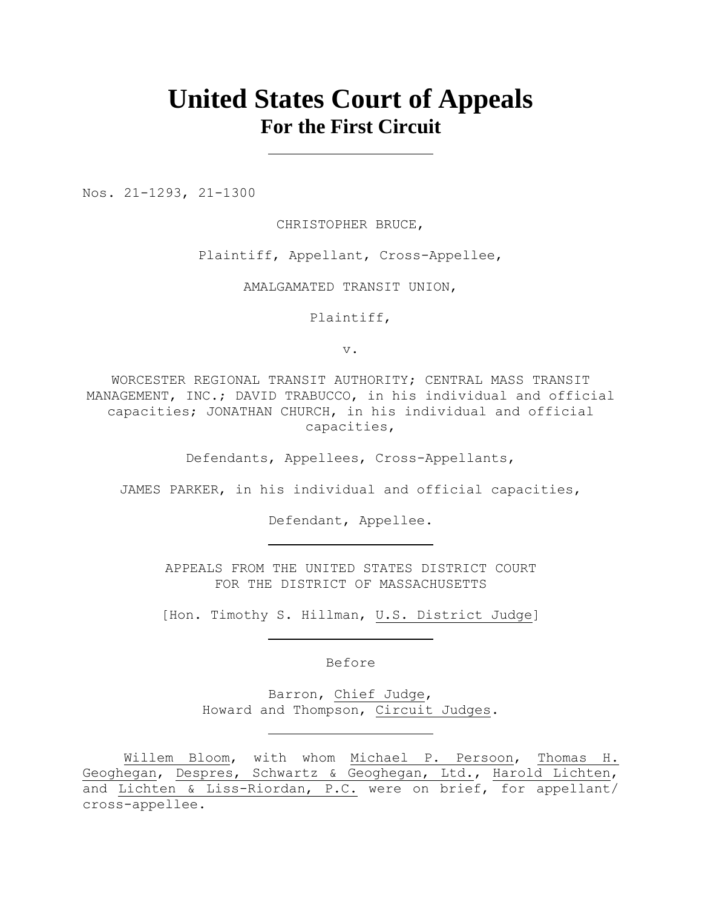# United States Court of Appeals
## For the First Circuit

---

Nos. 21-1293, 21-1300

CHRISTOPHER BRUCE,

Plaintiff, Appellant, Cross-Appellee,

AMALGAMATED TRANSIT UNION,

Plaintiff,

v.

WORCESTER REGIONAL TRANSIT AUTHORITY; CENTRAL MASS TRANSIT MANAGEMENT, INC.; DAVID TRABUCCO, in his individual and official capacities; JONATHAN CHURCH, in his individual and official capacities,

Defendants, Appellees, Cross-Appellants,

JAMES PARKER, in his individual and official capacities,

Defendant, Appellee.

---

APPEALS FROM THE UNITED STATES DISTRICT COURT
FOR THE DISTRICT OF MASSACHUSETTS

[Hon. Timothy S. Hillman, U.S. District Judge]

---

Before

Barron, Chief Judge,
Howard and Thompson, Circuit Judges.

---

Willem Bloom, with whom Michael P. Persoon, Thomas H. Geoghegan, Despres, Schwartz & Geoghegan, Ltd., Harold Lichten, and Lichten & Liss-Riordan, P.C. were on brief, for appellant/cross-appellee.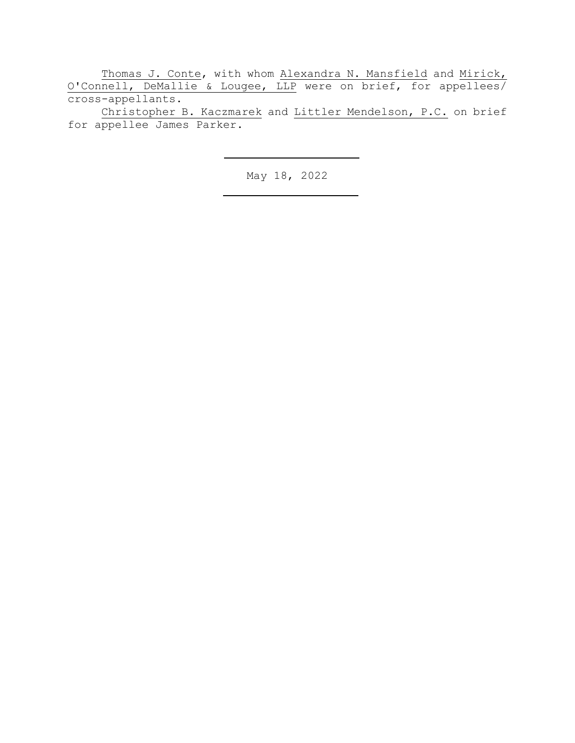Thomas J. Conte, with whom Alexandra N. Mansfield and Mirick, O'Connell, DeMallie & Lougee, LLP were on brief, for appellees/cross-appellants.

Christopher B. Kaczmarek and Littler Mendelson, P.C. on brief for appellee James Parker.

---

May 18, 2022

---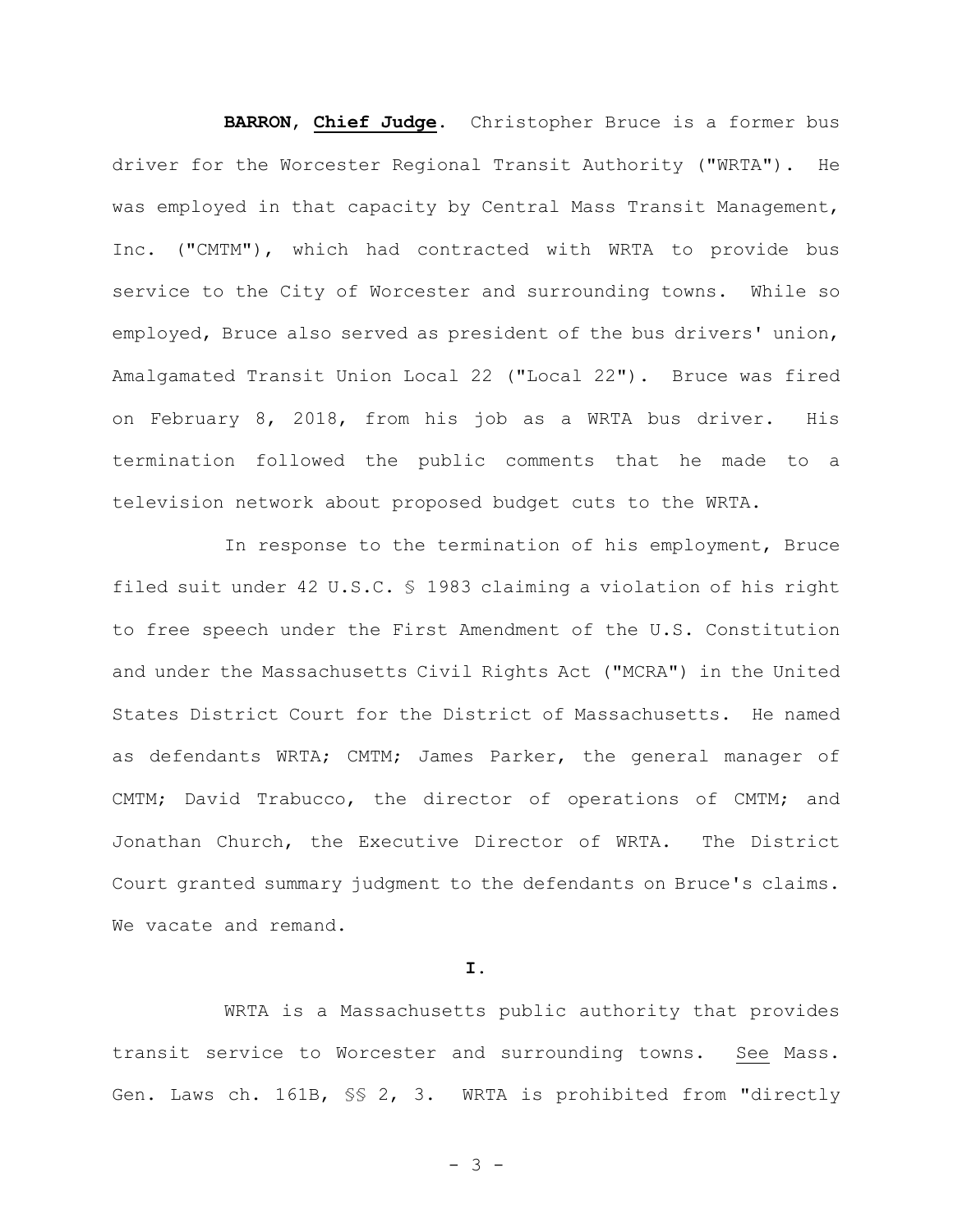**BARRON, Chief Judge**. Christopher Bruce is a former bus driver for the Worcester Regional Transit Authority ("WRTA"). He was employed in that capacity by Central Mass Transit Management, Inc. ("CMTM"), which had contracted with WRTA to provide bus service to the City of Worcester and surrounding towns. While so employed, Bruce also served as president of the bus drivers' union, Amalgamated Transit Union Local 22 ("Local 22"). Bruce was fired on February 8, 2018, from his job as a WRTA bus driver. His termination followed the public comments that he made to a television network about proposed budget cuts to the WRTA.

In response to the termination of his employment, Bruce filed suit under 42 U.S.C. § 1983 claiming a violation of his right to free speech under the First Amendment of the U.S. Constitution and under the Massachusetts Civil Rights Act ("MCRA") in the United States District Court for the District of Massachusetts. He named as defendants WRTA; CMTM; James Parker, the general manager of CMTM; David Trabucco, the director of operations of CMTM; and Jonathan Church, the Executive Director of WRTA. The District Court granted summary judgment to the defendants on Bruce's claims. We vacate and remand.

**I.**

WRTA is a Massachusetts public authority that provides transit service to Worcester and surrounding towns. See Mass. Gen. Laws ch. 161B, §§ 2, 3. WRTA is prohibited from "directly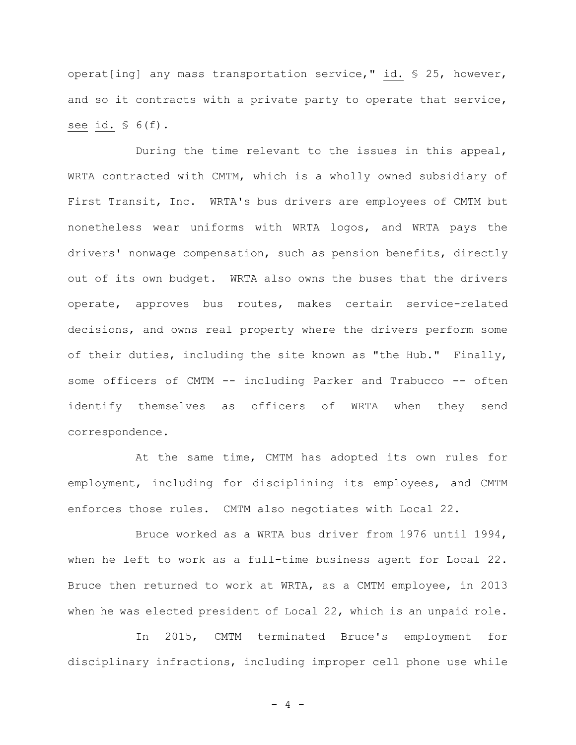operat[ing] any mass transportation service," id. § 25, however, and so it contracts with a private party to operate that service, see id. § 6(f).

During the time relevant to the issues in this appeal, WRTA contracted with CMTM, which is a wholly owned subsidiary of First Transit, Inc. WRTA's bus drivers are employees of CMTM but nonetheless wear uniforms with WRTA logos, and WRTA pays the drivers' nonwage compensation, such as pension benefits, directly out of its own budget. WRTA also owns the buses that the drivers operate, approves bus routes, makes certain service-related decisions, and owns real property where the drivers perform some of their duties, including the site known as "the Hub." Finally, some officers of CMTM -- including Parker and Trabucco -- often identify themselves as officers of WRTA when they send correspondence.

At the same time, CMTM has adopted its own rules for employment, including for disciplining its employees, and CMTM enforces those rules. CMTM also negotiates with Local 22.

Bruce worked as a WRTA bus driver from 1976 until 1994, when he left to work as a full-time business agent for Local 22. Bruce then returned to work at WRTA, as a CMTM employee, in 2013 when he was elected president of Local 22, which is an unpaid role.

In 2015, CMTM terminated Bruce's employment for disciplinary infractions, including improper cell phone use while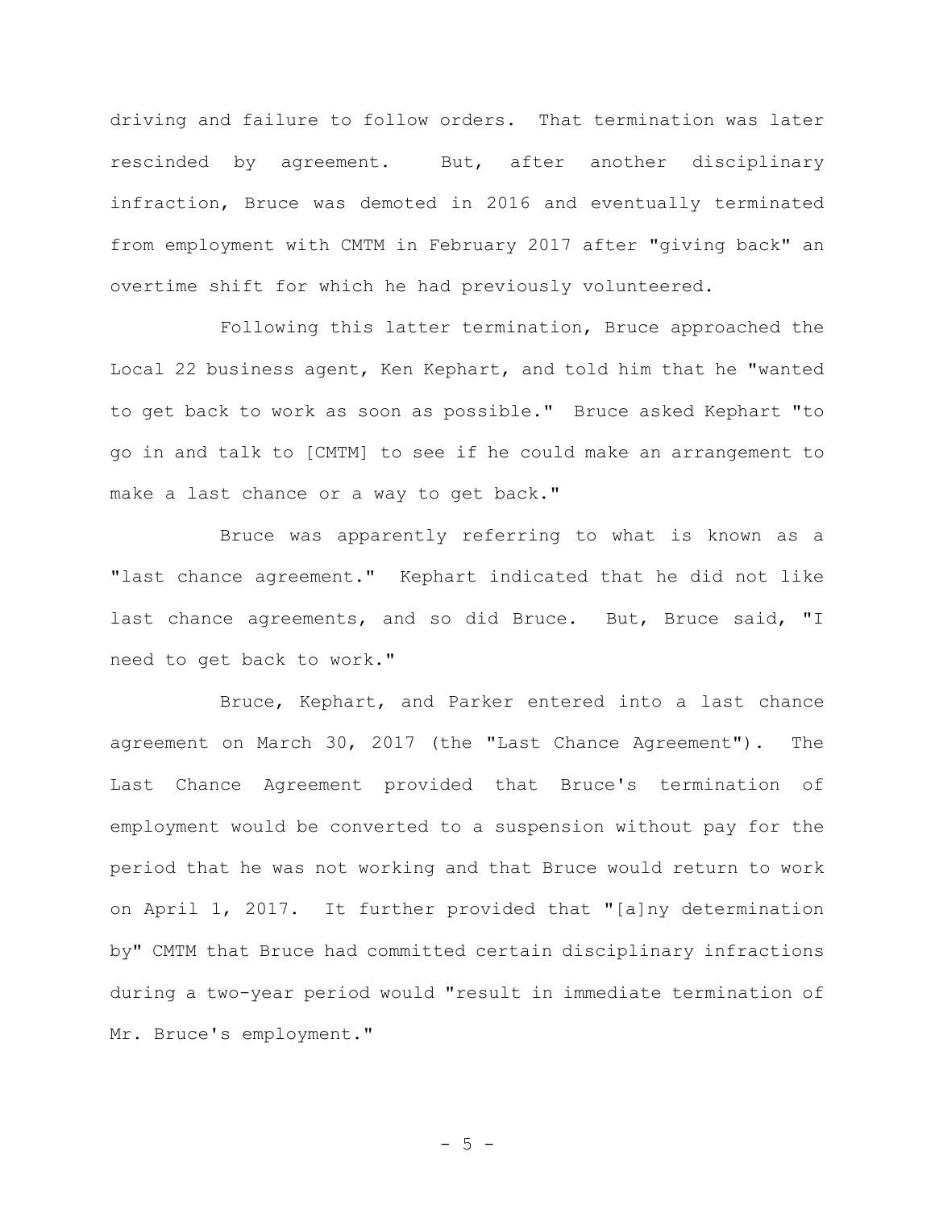driving and failure to follow orders. That termination was later rescinded by agreement. But, after another disciplinary infraction, Bruce was demoted in 2016 and eventually terminated from employment with CMTM in February 2017 after "giving back" an overtime shift for which he had previously volunteered.

Following this latter termination, Bruce approached the Local 22 business agent, Ken Kephart, and told him that he "wanted to get back to work as soon as possible." Bruce asked Kephart "to go in and talk to [CMTM] to see if he could make an arrangement to make a last chance or a way to get back."

Bruce was apparently referring to what is known as a "last chance agreement." Kephart indicated that he did not like last chance agreements, and so did Bruce. But, Bruce said, "I need to get back to work."

Bruce, Kephart, and Parker entered into a last chance agreement on March 30, 2017 (the "Last Chance Agreement"). The Last Chance Agreement provided that Bruce's termination of employment would be converted to a suspension without pay for the period that he was not working and that Bruce would return to work on April 1, 2017. It further provided that "[a]ny determination by" CMTM that Bruce had committed certain disciplinary infractions during a two-year period would "result in immediate termination of Mr. Bruce's employment."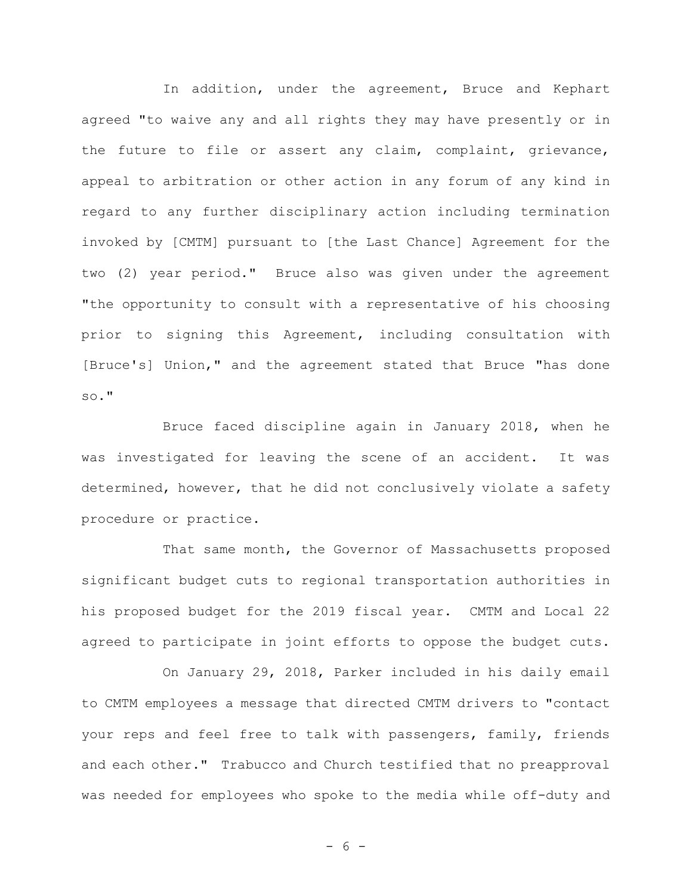In addition, under the agreement, Bruce and Kephart agreed "to waive any and all rights they may have presently or in the future to file or assert any claim, complaint, grievance, appeal to arbitration or other action in any forum of any kind in regard to any further disciplinary action including termination invoked by [CMTM] pursuant to [the Last Chance] Agreement for the two (2) year period." Bruce also was given under the agreement "the opportunity to consult with a representative of his choosing prior to signing this Agreement, including consultation with [Bruce's] Union," and the agreement stated that Bruce "has done so."

Bruce faced discipline again in January 2018, when he was investigated for leaving the scene of an accident. It was determined, however, that he did not conclusively violate a safety procedure or practice.

That same month, the Governor of Massachusetts proposed significant budget cuts to regional transportation authorities in his proposed budget for the 2019 fiscal year. CMTM and Local 22 agreed to participate in joint efforts to oppose the budget cuts.

On January 29, 2018, Parker included in his daily email to CMTM employees a message that directed CMTM drivers to "contact your reps and feel free to talk with passengers, family, friends and each other." Trabucco and Church testified that no preapproval was needed for employees who spoke to the media while off-duty and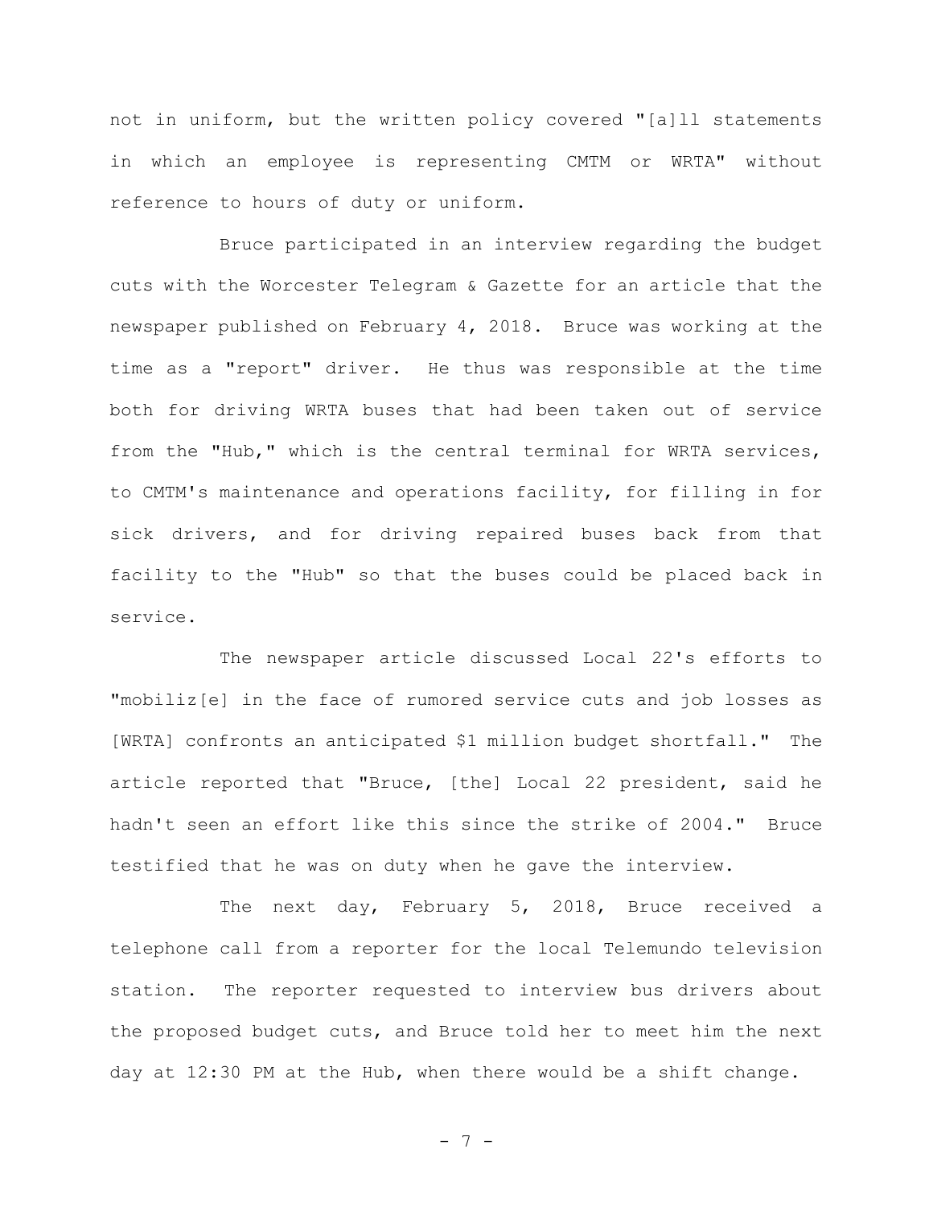not in uniform, but the written policy covered "[a]ll statements in which an employee is representing CMTM or WRTA" without reference to hours of duty or uniform.

Bruce participated in an interview regarding the budget cuts with the Worcester Telegram & Gazette for an article that the newspaper published on February 4, 2018. Bruce was working at the time as a "report" driver. He thus was responsible at the time both for driving WRTA buses that had been taken out of service from the "Hub," which is the central terminal for WRTA services, to CMTM's maintenance and operations facility, for filling in for sick drivers, and for driving repaired buses back from that facility to the "Hub" so that the buses could be placed back in service.

The newspaper article discussed Local 22's efforts to "mobiliz[e] in the face of rumored service cuts and job losses as [WRTA] confronts an anticipated $1 million budget shortfall." The article reported that "Bruce, [the] Local 22 president, said he hadn't seen an effort like this since the strike of 2004." Bruce testified that he was on duty when he gave the interview.

The next day, February 5, 2018, Bruce received a telephone call from a reporter for the local Telemundo television station. The reporter requested to interview bus drivers about the proposed budget cuts, and Bruce told her to meet him the next day at 12:30 PM at the Hub, when there would be a shift change.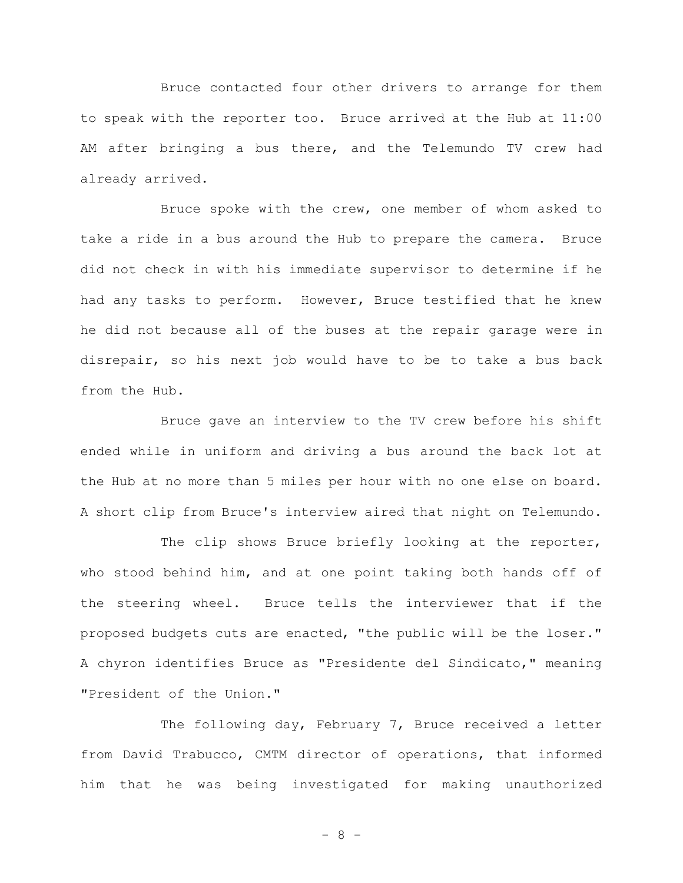Bruce contacted four other drivers to arrange for them to speak with the reporter too. Bruce arrived at the Hub at 11:00 AM after bringing a bus there, and the Telemundo TV crew had already arrived.

Bruce spoke with the crew, one member of whom asked to take a ride in a bus around the Hub to prepare the camera. Bruce did not check in with his immediate supervisor to determine if he had any tasks to perform. However, Bruce testified that he knew he did not because all of the buses at the repair garage were in disrepair, so his next job would have to be to take a bus back from the Hub.

Bruce gave an interview to the TV crew before his shift ended while in uniform and driving a bus around the back lot at the Hub at no more than 5 miles per hour with no one else on board. A short clip from Bruce's interview aired that night on Telemundo.

The clip shows Bruce briefly looking at the reporter, who stood behind him, and at one point taking both hands off of the steering wheel. Bruce tells the interviewer that if the proposed budgets cuts are enacted, "the public will be the loser." A chyron identifies Bruce as "Presidente del Sindicato," meaning "President of the Union."

The following day, February 7, Bruce received a letter from David Trabucco, CMTM director of operations, that informed him that he was being investigated for making unauthorized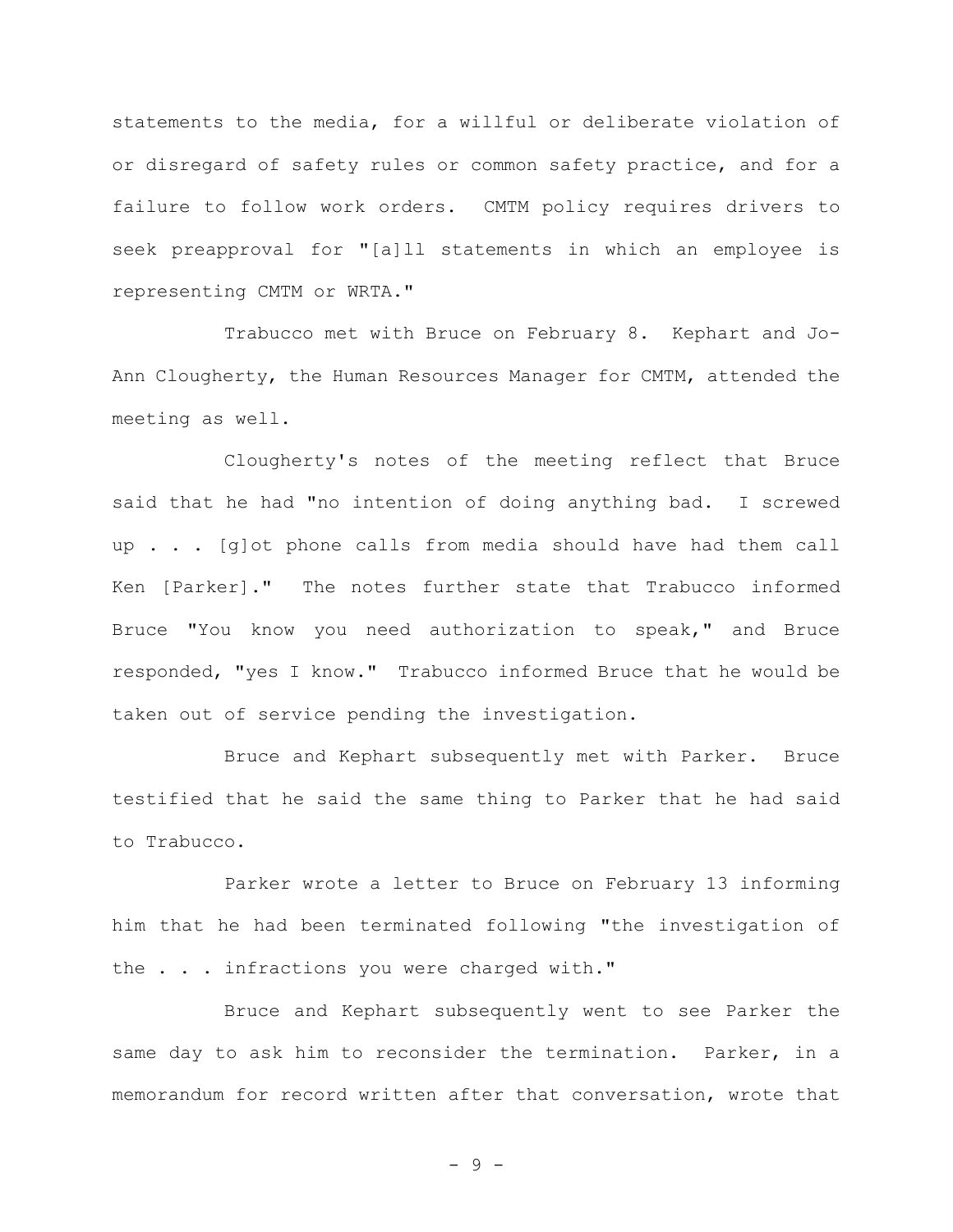statements to the media, for a willful or deliberate violation of or disregard of safety rules or common safety practice, and for a failure to follow work orders. CMTM policy requires drivers to seek preapproval for "[a]ll statements in which an employee is representing CMTM or WRTA."

Trabucco met with Bruce on February 8. Kephart and Jo-Ann Clougherty, the Human Resources Manager for CMTM, attended the meeting as well.

Clougherty's notes of the meeting reflect that Bruce said that he had "no intention of doing anything bad. I screwed up . . . [g]ot phone calls from media should have had them call Ken [Parker]." The notes further state that Trabucco informed Bruce "You know you need authorization to speak," and Bruce responded, "yes I know." Trabucco informed Bruce that he would be taken out of service pending the investigation.

Bruce and Kephart subsequently met with Parker. Bruce testified that he said the same thing to Parker that he had said to Trabucco.

Parker wrote a letter to Bruce on February 13 informing him that he had been terminated following "the investigation of the . . . infractions you were charged with."

Bruce and Kephart subsequently went to see Parker the same day to ask him to reconsider the termination. Parker, in a memorandum for record written after that conversation, wrote that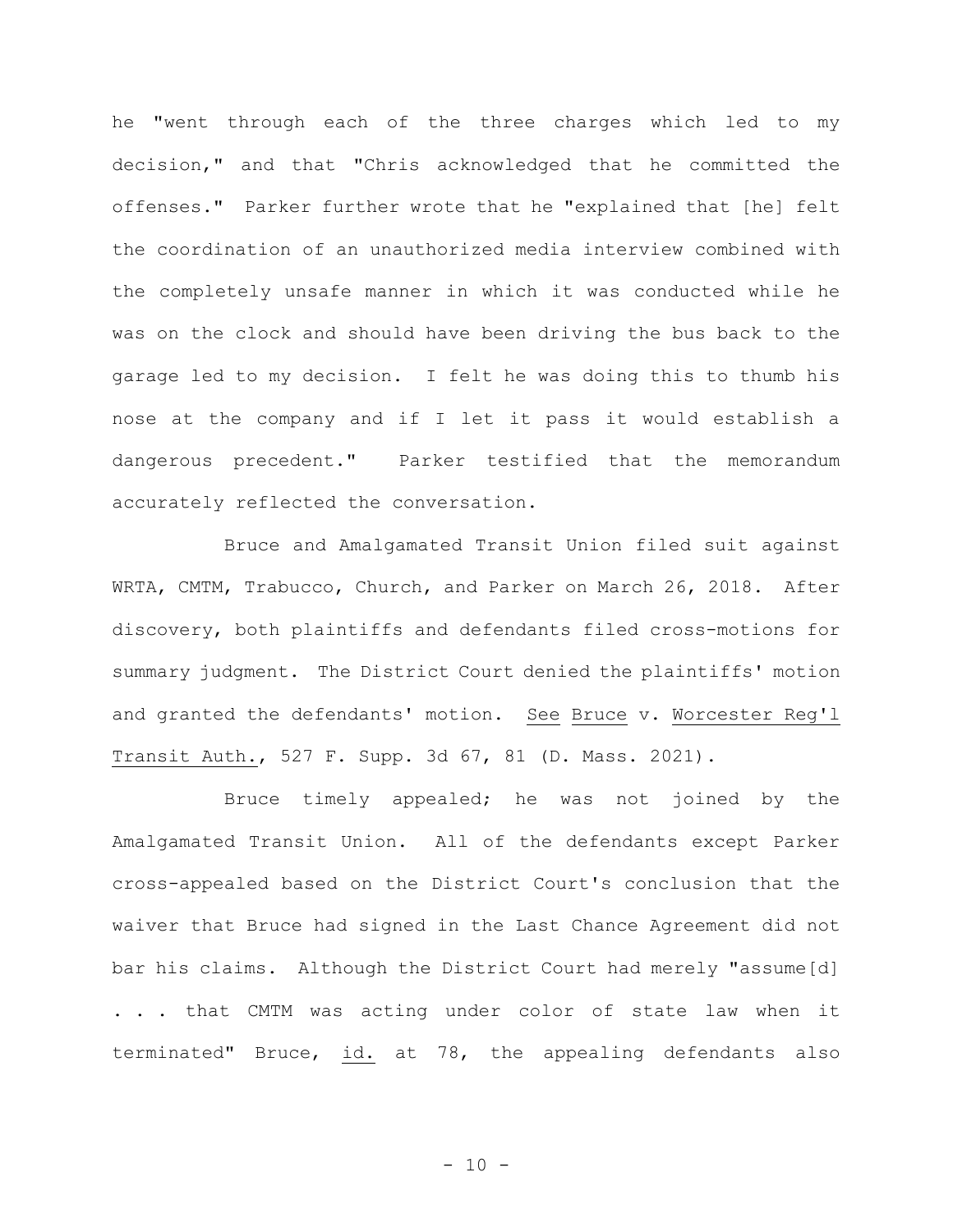he "went through each of the three charges which led to my decision," and that "Chris acknowledged that he committed the offenses." Parker further wrote that he "explained that [he] felt the coordination of an unauthorized media interview combined with the completely unsafe manner in which it was conducted while he was on the clock and should have been driving the bus back to the garage led to my decision. I felt he was doing this to thumb his nose at the company and if I let it pass it would establish a dangerous precedent." Parker testified that the memorandum accurately reflected the conversation.

Bruce and Amalgamated Transit Union filed suit against WRTA, CMTM, Trabucco, Church, and Parker on March 26, 2018. After discovery, both plaintiffs and defendants filed cross-motions for summary judgment. The District Court denied the plaintiffs' motion and granted the defendants' motion. See Bruce v. Worcester Reg'l Transit Auth., 527 F. Supp. 3d 67, 81 (D. Mass. 2021).

Bruce timely appealed; he was not joined by the Amalgamated Transit Union. All of the defendants except Parker cross-appealed based on the District Court's conclusion that the waiver that Bruce had signed in the Last Chance Agreement did not bar his claims. Although the District Court had merely "assume[d] . . . that CMTM was acting under color of state law when it terminated" Bruce, id. at 78, the appealing defendants also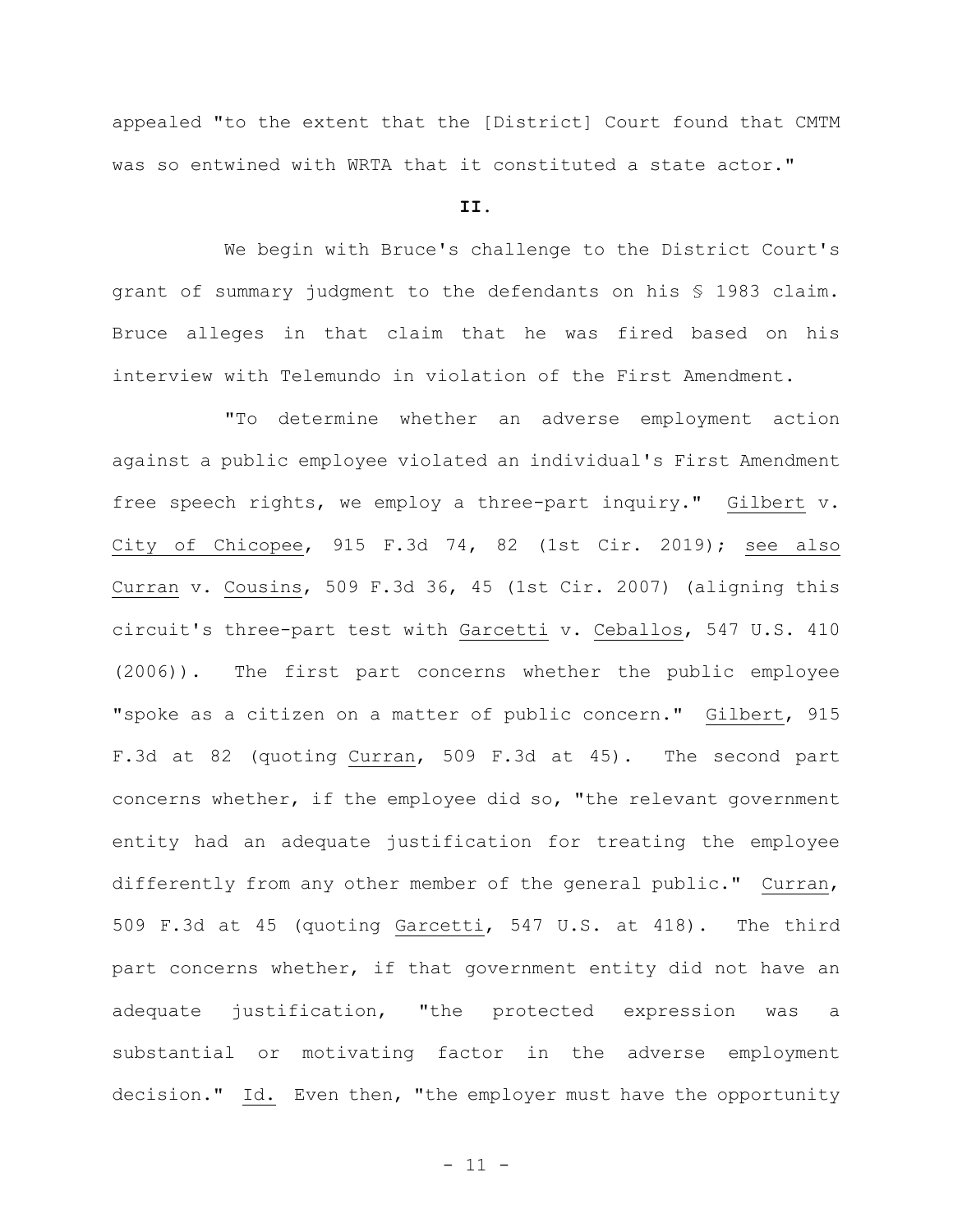appealed "to the extent that the [District] Court found that CMTM was so entwined with WRTA that it constituted a state actor."

**II.**

We begin with Bruce's challenge to the District Court's grant of summary judgment to the defendants on his § 1983 claim. Bruce alleges in that claim that he was fired based on his interview with Telemundo in violation of the First Amendment.

"To determine whether an adverse employment action against a public employee violated an individual's First Amendment free speech rights, we employ a three-part inquiry." Gilbert v. City of Chicopee, 915 F.3d 74, 82 (1st Cir. 2019); see also Curran v. Cousins, 509 F.3d 36, 45 (1st Cir. 2007) (aligning this circuit's three-part test with Garcetti v. Ceballos, 547 U.S. 410 (2006)). The first part concerns whether the public employee "spoke as a citizen on a matter of public concern." Gilbert, 915 F.3d at 82 (quoting Curran, 509 F.3d at 45). The second part concerns whether, if the employee did so, "the relevant government entity had an adequate justification for treating the employee differently from any other member of the general public." Curran, 509 F.3d at 45 (quoting Garcetti, 547 U.S. at 418). The third part concerns whether, if that government entity did not have an adequate justification, "the protected expression was a substantial or motivating factor in the adverse employment decision." Id. Even then, "the employer must have the opportunity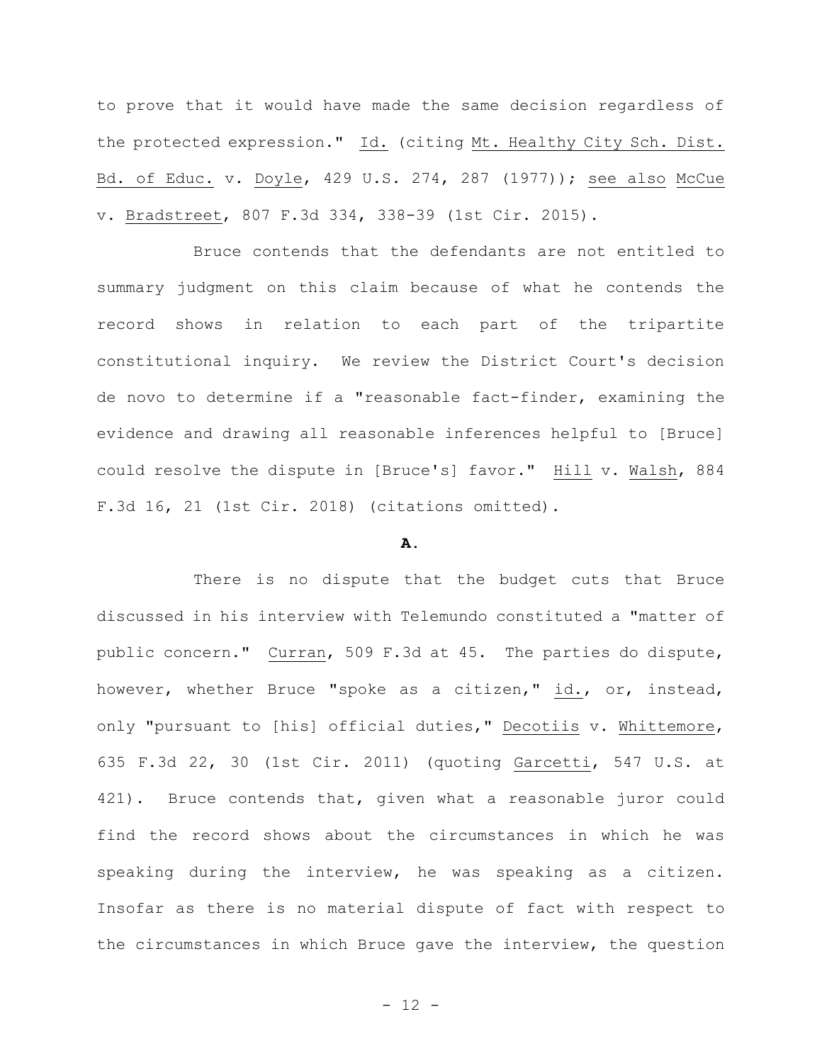to prove that it would have made the same decision regardless of the protected expression." Id. (citing Mt. Healthy City Sch. Dist. Bd. of Educ. v. Doyle, 429 U.S. 274, 287 (1977)); see also McCue v. Bradstreet, 807 F.3d 334, 338-39 (1st Cir. 2015).

Bruce contends that the defendants are not entitled to summary judgment on this claim because of what he contends the record shows in relation to each part of the tripartite constitutional inquiry. We review the District Court's decision de novo to determine if a "reasonable fact-finder, examining the evidence and drawing all reasonable inferences helpful to [Bruce] could resolve the dispute in [Bruce's] favor." Hill v. Walsh, 884 F.3d 16, 21 (1st Cir. 2018) (citations omitted).

**A.**

There is no dispute that the budget cuts that Bruce discussed in his interview with Telemundo constituted a "matter of public concern." Curran, 509 F.3d at 45. The parties do dispute, however, whether Bruce "spoke as a citizen," id., or, instead, only "pursuant to [his] official duties," Decotiis v. Whittemore, 635 F.3d 22, 30 (1st Cir. 2011) (quoting Garcetti, 547 U.S. at 421). Bruce contends that, given what a reasonable juror could find the record shows about the circumstances in which he was speaking during the interview, he was speaking as a citizen. Insofar as there is no material dispute of fact with respect to the circumstances in which Bruce gave the interview, the question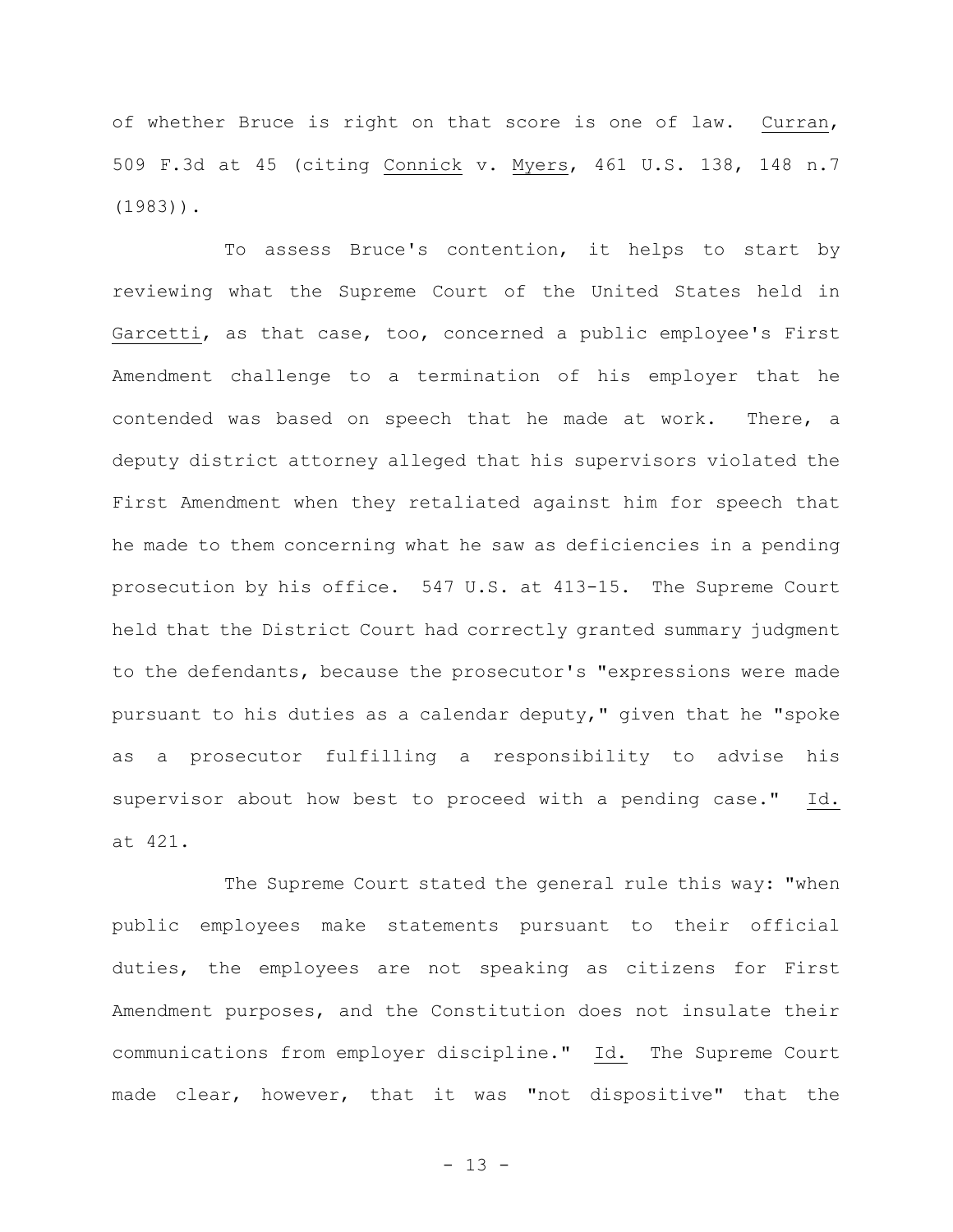of whether Bruce is right on that score is one of law. _Curran_, 509 F.3d at 45 (citing _Connick_ v. _Myers_, 461 U.S. 138, 148 n.7 (1983)).

To assess Bruce's contention, it helps to start by reviewing what the Supreme Court of the United States held in _Garcetti_, as that case, too, concerned a public employee's First Amendment challenge to a termination of his employer that he contended was based on speech that he made at work. There, a deputy district attorney alleged that his supervisors violated the First Amendment when they retaliated against him for speech that he made to them concerning what he saw as deficiencies in a pending prosecution by his office. 547 U.S. at 413-15. The Supreme Court held that the District Court had correctly granted summary judgment to the defendants, because the prosecutor's "expressions were made pursuant to his duties as a calendar deputy," given that he "spoke as a prosecutor fulfilling a responsibility to advise his supervisor about how best to proceed with a pending case." _Id._ at 421.

The Supreme Court stated the general rule this way: "when public employees make statements pursuant to their official duties, the employees are not speaking as citizens for First Amendment purposes, and the Constitution does not insulate their communications from employer discipline." _Id._ The Supreme Court made clear, however, that it was "not dispositive" that the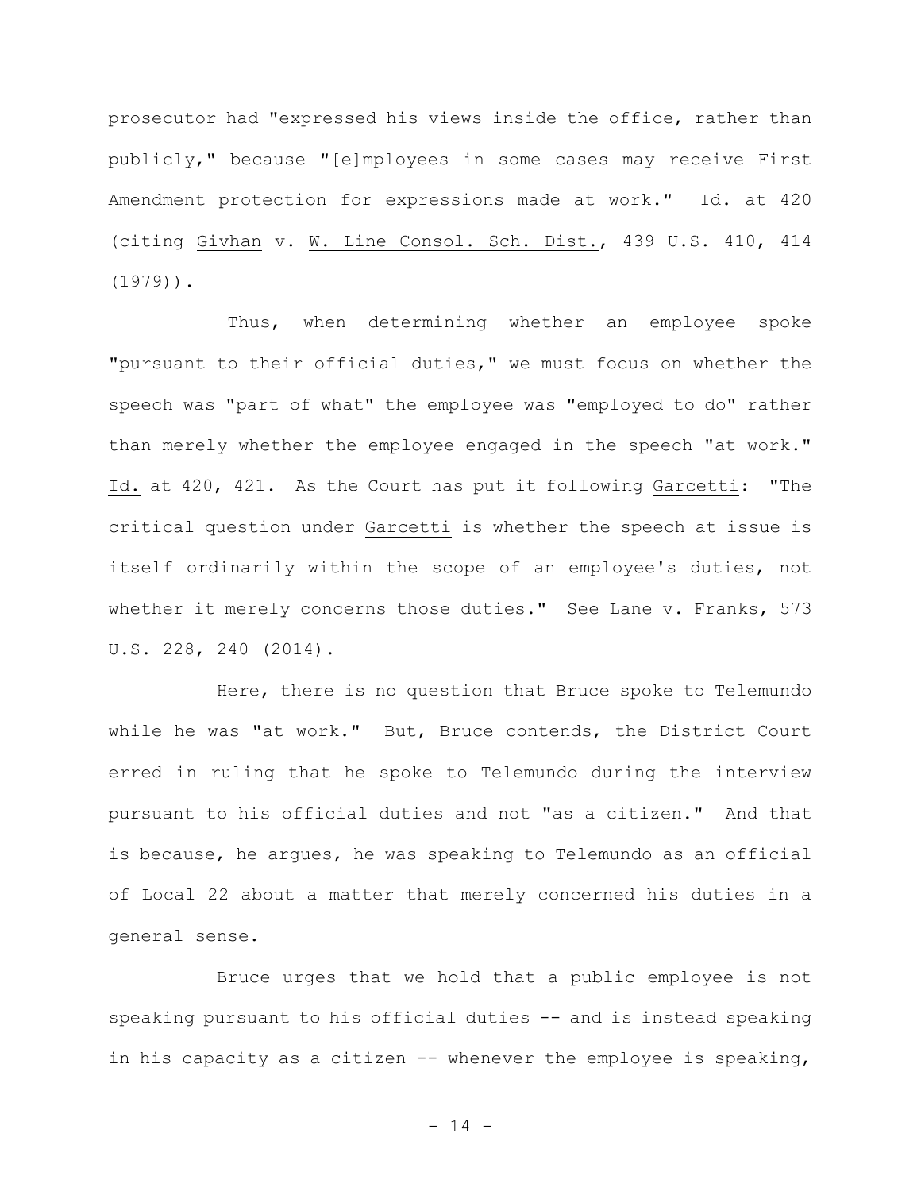prosecutor had "expressed his views inside the office, rather than publicly," because "[e]mployees in some cases may receive First Amendment protection for expressions made at work." Id. at 420 (citing Givhan v. W. Line Consol. Sch. Dist., 439 U.S. 410, 414 (1979)).

Thus, when determining whether an employee spoke "pursuant to their official duties," we must focus on whether the speech was "part of what" the employee was "employed to do" rather than merely whether the employee engaged in the speech "at work." Id. at 420, 421. As the Court has put it following Garcetti: "The critical question under Garcetti is whether the speech at issue is itself ordinarily within the scope of an employee's duties, not whether it merely concerns those duties." See Lane v. Franks, 573 U.S. 228, 240 (2014).

Here, there is no question that Bruce spoke to Telemundo while he was "at work." But, Bruce contends, the District Court erred in ruling that he spoke to Telemundo during the interview pursuant to his official duties and not "as a citizen." And that is because, he argues, he was speaking to Telemundo as an official of Local 22 about a matter that merely concerned his duties in a general sense.

Bruce urges that we hold that a public employee is not speaking pursuant to his official duties -- and is instead speaking in his capacity as a citizen -- whenever the employee is speaking,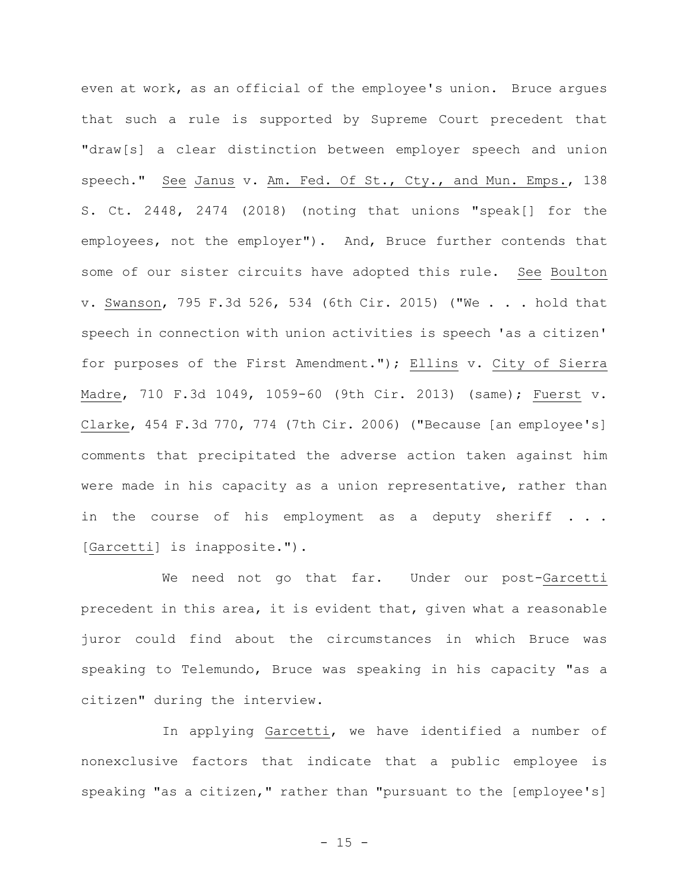even at work, as an official of the employee's union. Bruce argues that such a rule is supported by Supreme Court precedent that "draw[s] a clear distinction between employer speech and union speech." See Janus v. Am. Fed. Of St., Cty., and Mun. Emps., 138 S. Ct. 2448, 2474 (2018) (noting that unions "speak[] for the employees, not the employer"). And, Bruce further contends that some of our sister circuits have adopted this rule. See Boulton v. Swanson, 795 F.3d 526, 534 (6th Cir. 2015) ("We . . . hold that speech in connection with union activities is speech 'as a citizen' for purposes of the First Amendment."); Ellins v. City of Sierra Madre, 710 F.3d 1049, 1059-60 (9th Cir. 2013) (same); Fuerst v. Clarke, 454 F.3d 770, 774 (7th Cir. 2006) ("Because [an employee's] comments that precipitated the adverse action taken against him were made in his capacity as a union representative, rather than in the course of his employment as a deputy sheriff . . . [Garcetti] is inapposite.").

We need not go that far. Under our post-Garcetti precedent in this area, it is evident that, given what a reasonable juror could find about the circumstances in which Bruce was speaking to Telemundo, Bruce was speaking in his capacity "as a citizen" during the interview.

In applying Garcetti, we have identified a number of nonexclusive factors that indicate that a public employee is speaking "as a citizen," rather than "pursuant to the [employee's]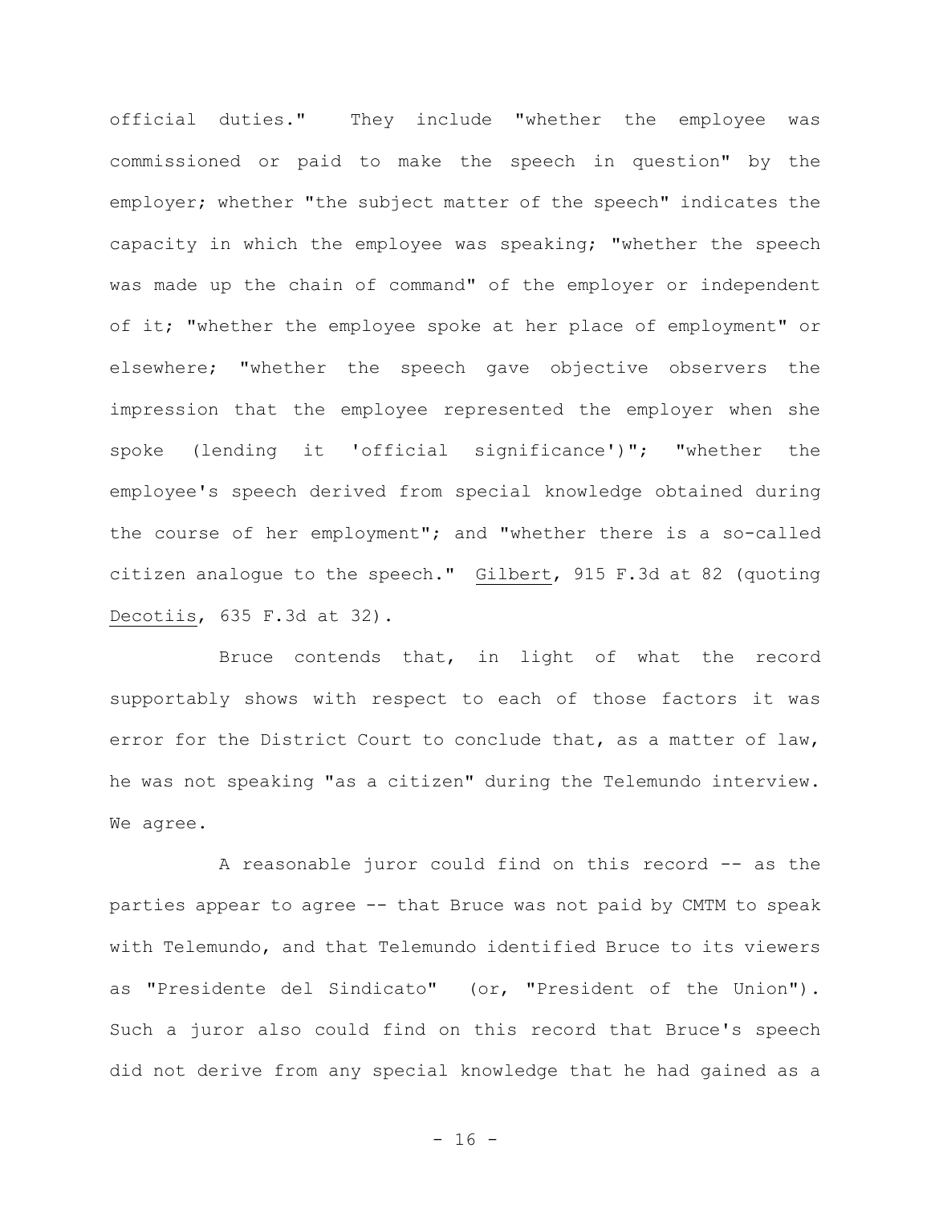official duties." They include "whether the employee was commissioned or paid to make the speech in question" by the employer; whether "the subject matter of the speech" indicates the capacity in which the employee was speaking; "whether the speech was made up the chain of command" of the employer or independent of it; "whether the employee spoke at her place of employment" or elsewhere; "whether the speech gave objective observers the impression that the employee represented the employer when she spoke (lending it 'official significance')"; "whether the employee's speech derived from special knowledge obtained during the course of her employment"; and "whether there is a so-called citizen analogue to the speech." Gilbert, 915 F.3d at 82 (quoting Decotiis, 635 F.3d at 32).

Bruce contends that, in light of what the record supportably shows with respect to each of those factors it was error for the District Court to conclude that, as a matter of law, he was not speaking "as a citizen" during the Telemundo interview. We agree.

A reasonable juror could find on this record -- as the parties appear to agree -- that Bruce was not paid by CMTM to speak with Telemundo, and that Telemundo identified Bruce to its viewers as "Presidente del Sindicato" (or, "President of the Union"). Such a juror also could find on this record that Bruce's speech did not derive from any special knowledge that he had gained as a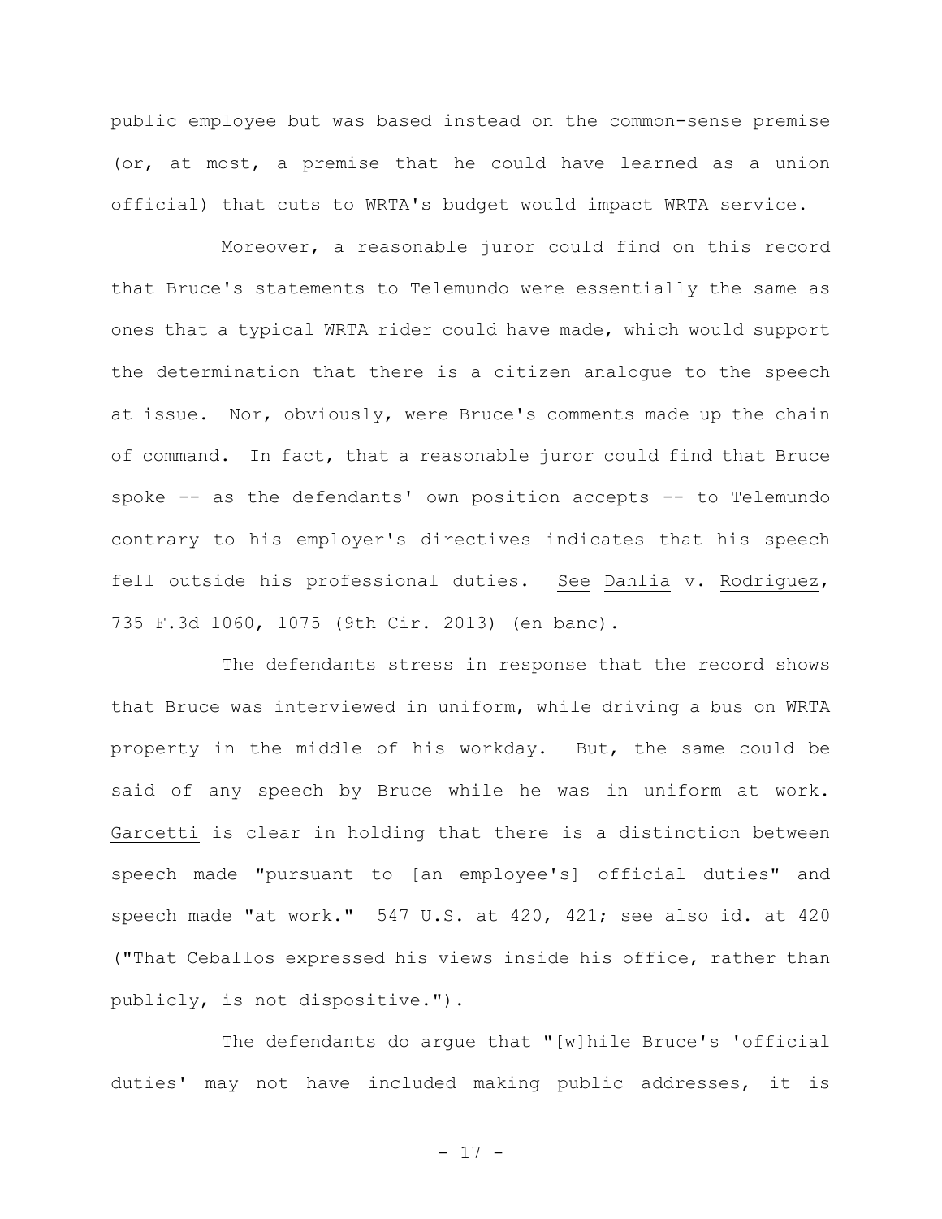public employee but was based instead on the common-sense premise (or, at most, a premise that he could have learned as a union official) that cuts to WRTA's budget would impact WRTA service.

Moreover, a reasonable juror could find on this record that Bruce's statements to Telemundo were essentially the same as ones that a typical WRTA rider could have made, which would support the determination that there is a citizen analogue to the speech at issue. Nor, obviously, were Bruce's comments made up the chain of command. In fact, that a reasonable juror could find that Bruce spoke -- as the defendants' own position accepts -- to Telemundo contrary to his employer's directives indicates that his speech fell outside his professional duties. See Dahlia v. Rodriguez, 735 F.3d 1060, 1075 (9th Cir. 2013) (en banc).

The defendants stress in response that the record shows that Bruce was interviewed in uniform, while driving a bus on WRTA property in the middle of his workday. But, the same could be said of any speech by Bruce while he was in uniform at work. Garcetti is clear in holding that there is a distinction between speech made "pursuant to [an employee's] official duties" and speech made "at work." 547 U.S. at 420, 421; see also id. at 420 ("That Ceballos expressed his views inside his office, rather than publicly, is not dispositive.").

The defendants do argue that "[w]hile Bruce's 'official duties' may not have included making public addresses, it is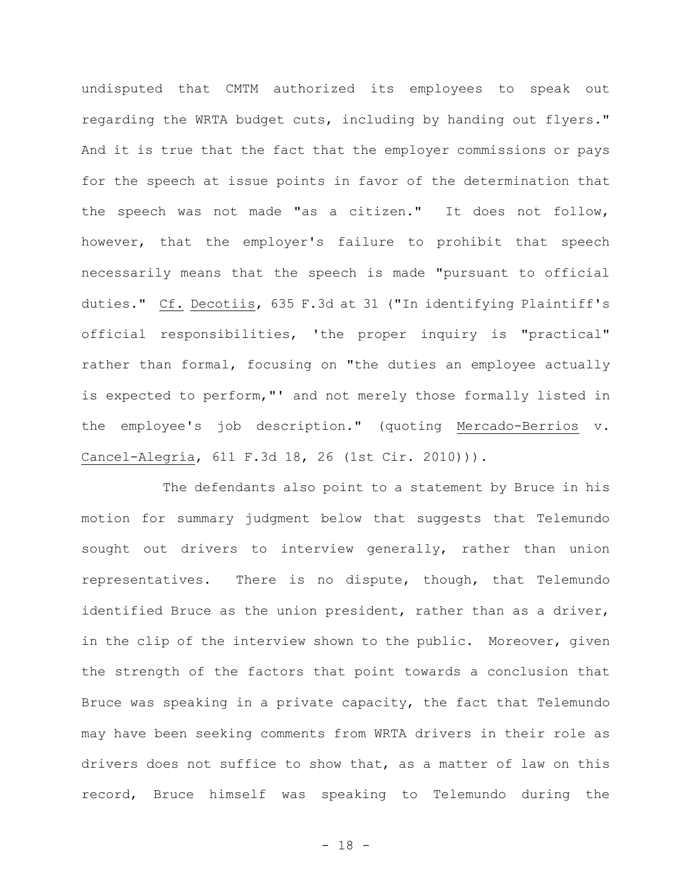undisputed that CMTM authorized its employees to speak out regarding the WRTA budget cuts, including by handing out flyers." And it is true that the fact that the employer commissions or pays for the speech at issue points in favor of the determination that the speech was not made "as a citizen." It does not follow, however, that the employer's failure to prohibit that speech necessarily means that the speech is made "pursuant to official duties." Cf. Decotiis, 635 F.3d at 31 ("In identifying Plaintiff's official responsibilities, 'the proper inquiry is "practical" rather than formal, focusing on "the duties an employee actually is expected to perform,"' and not merely those formally listed in the employee's job description." (quoting Mercado-Berrios v. Cancel-Alegría, 611 F.3d 18, 26 (1st Cir. 2010))).

The defendants also point to a statement by Bruce in his motion for summary judgment below that suggests that Telemundo sought out drivers to interview generally, rather than union representatives. There is no dispute, though, that Telemundo identified Bruce as the union president, rather than as a driver, in the clip of the interview shown to the public. Moreover, given the strength of the factors that point towards a conclusion that Bruce was speaking in a private capacity, the fact that Telemundo may have been seeking comments from WRTA drivers in their role as drivers does not suffice to show that, as a matter of law on this record, Bruce himself was speaking to Telemundo during the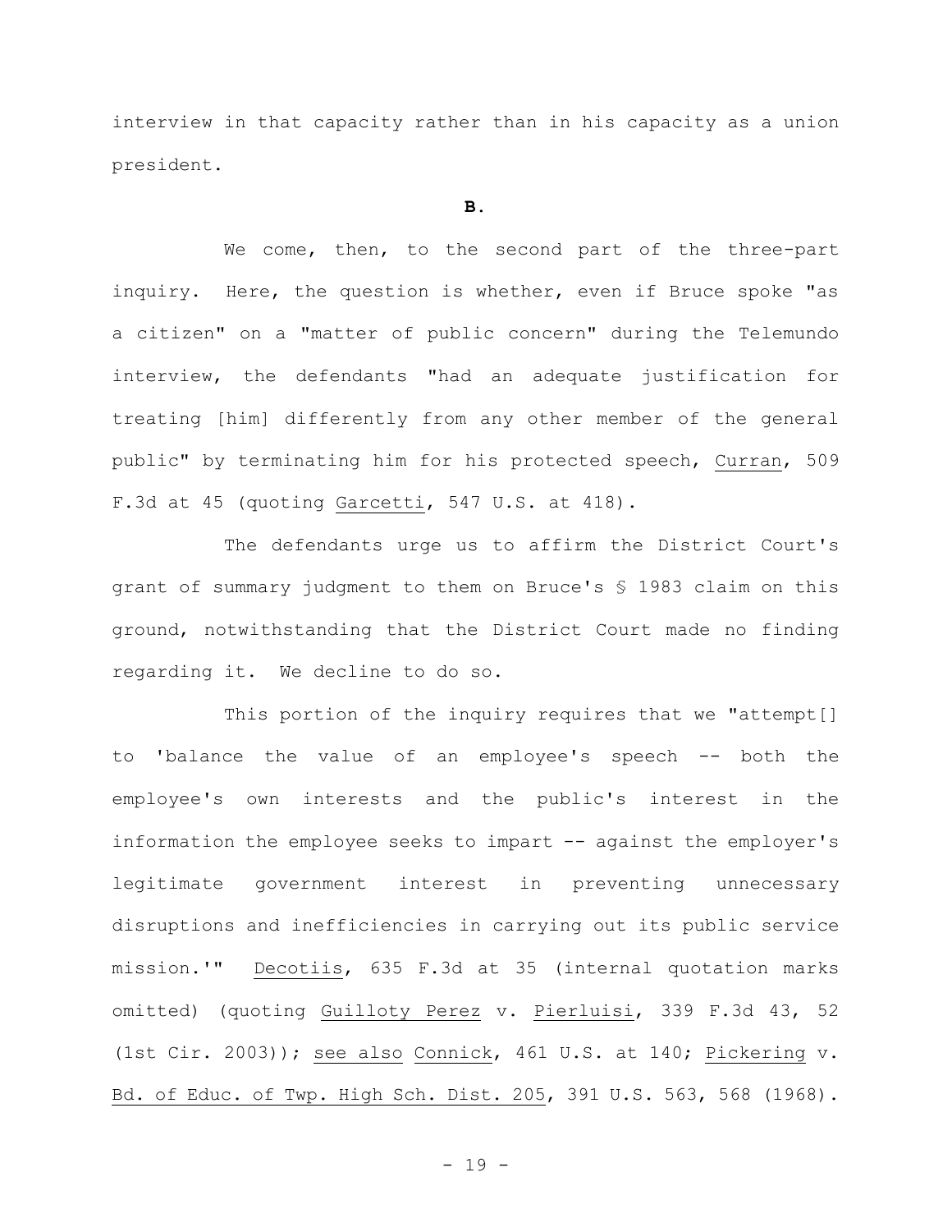interview in that capacity rather than in his capacity as a union president.

**B.**

We come, then, to the second part of the three-part inquiry. Here, the question is whether, even if Bruce spoke "as a citizen" on a "matter of public concern" during the Telemundo interview, the defendants "had an adequate justification for treating [him] differently from any other member of the general public" by terminating him for his protected speech, Curran, 509 F.3d at 45 (quoting Garcetti, 547 U.S. at 418).

The defendants urge us to affirm the District Court's grant of summary judgment to them on Bruce's § 1983 claim on this ground, notwithstanding that the District Court made no finding regarding it. We decline to do so.

This portion of the inquiry requires that we "attempt[] to 'balance the value of an employee's speech -- both the employee's own interests and the public's interest in the information the employee seeks to impart -- against the employer's legitimate government interest in preventing unnecessary disruptions and inefficiencies in carrying out its public service mission.'" Decotiis, 635 F.3d at 35 (internal quotation marks omitted) (quoting Guilloty Perez v. Pierluisi, 339 F.3d 43, 52 (1st Cir. 2003)); see also Connick, 461 U.S. at 140; Pickering v. Bd. of Educ. of Twp. High Sch. Dist. 205, 391 U.S. 563, 568 (1968).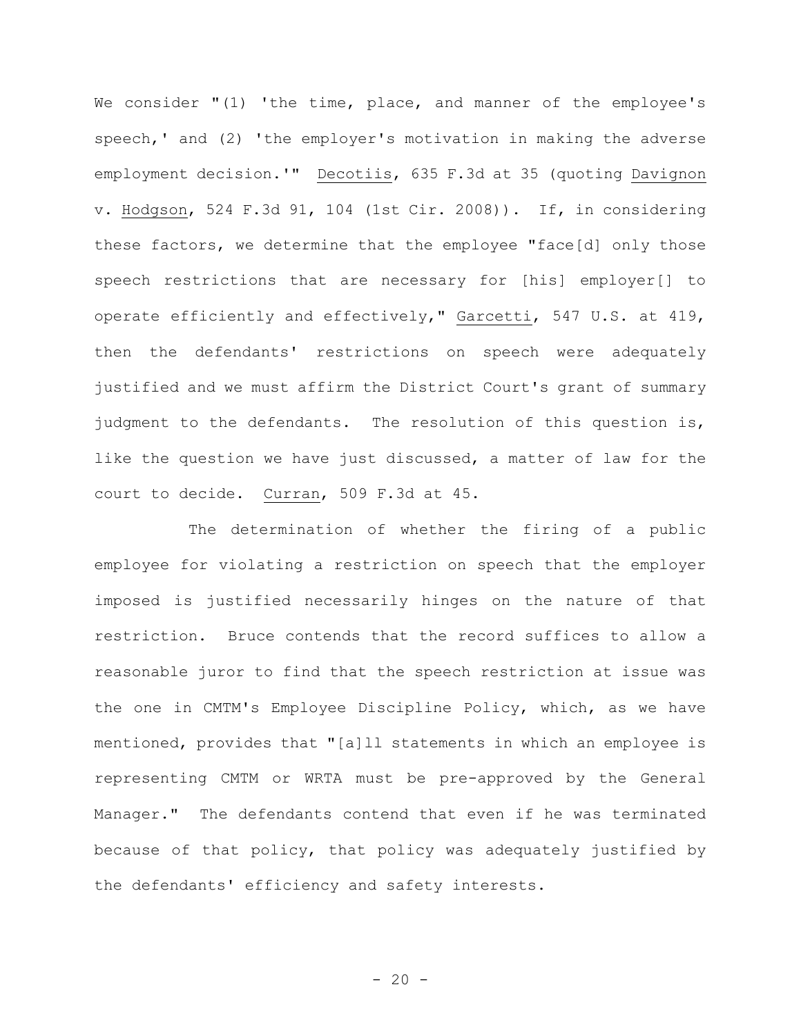We consider "(1) 'the time, place, and manner of the employee's speech,' and (2) 'the employer's motivation in making the adverse employment decision.'" Decotiis, 635 F.3d at 35 (quoting Davignon v. Hodgson, 524 F.3d 91, 104 (1st Cir. 2008)). If, in considering these factors, we determine that the employee "face[d] only those speech restrictions that are necessary for [his] employer[] to operate efficiently and effectively," Garcetti, 547 U.S. at 419, then the defendants' restrictions on speech were adequately justified and we must affirm the District Court's grant of summary judgment to the defendants. The resolution of this question is, like the question we have just discussed, a matter of law for the court to decide. Curran, 509 F.3d at 45.

The determination of whether the firing of a public employee for violating a restriction on speech that the employer imposed is justified necessarily hinges on the nature of that restriction. Bruce contends that the record suffices to allow a reasonable juror to find that the speech restriction at issue was the one in CMTM's Employee Discipline Policy, which, as we have mentioned, provides that "[a]ll statements in which an employee is representing CMTM or WRTA must be pre-approved by the General Manager." The defendants contend that even if he was terminated because of that policy, that policy was adequately justified by the defendants' efficiency and safety interests.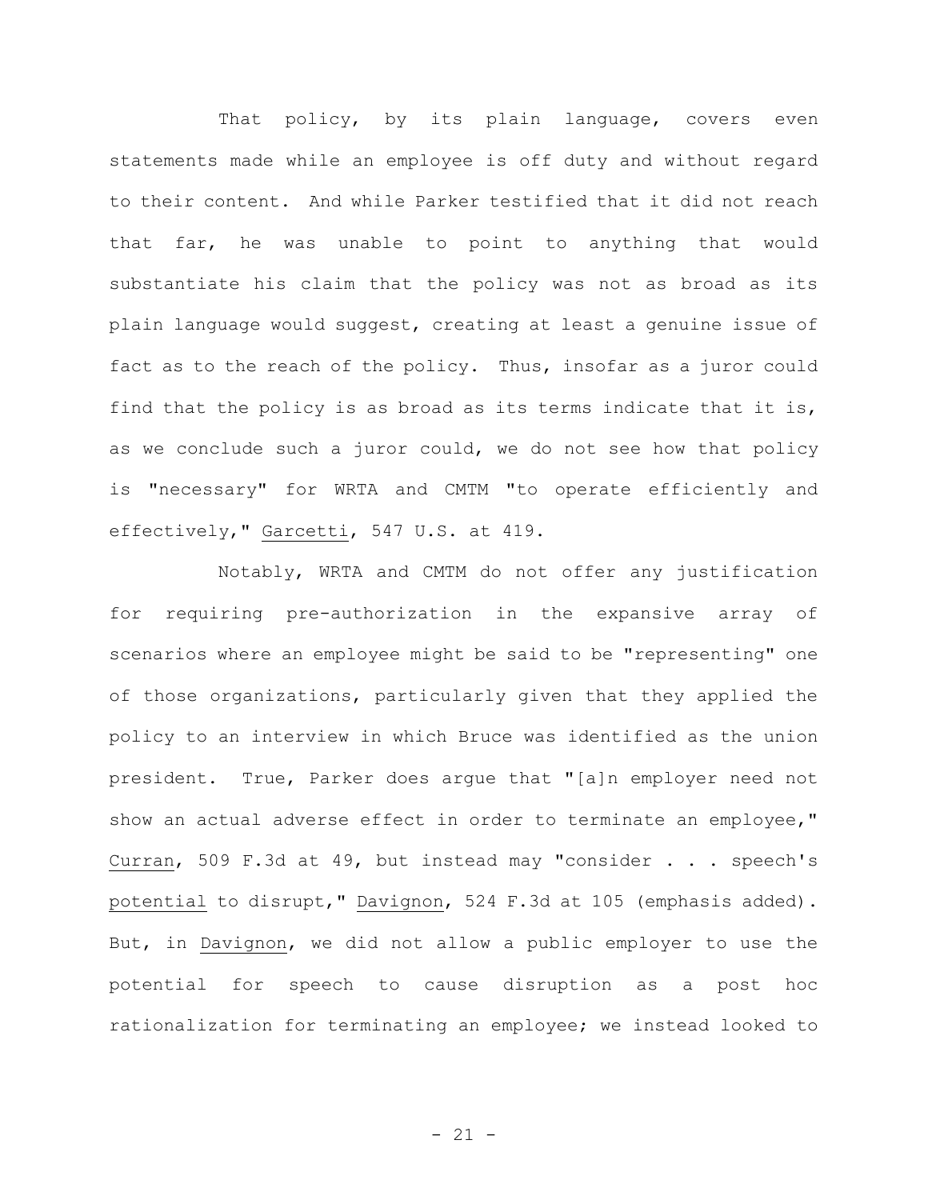That policy, by its plain language, covers even statements made while an employee is off duty and without regard to their content. And while Parker testified that it did not reach that far, he was unable to point to anything that would substantiate his claim that the policy was not as broad as its plain language would suggest, creating at least a genuine issue of fact as to the reach of the policy. Thus, insofar as a juror could find that the policy is as broad as its terms indicate that it is, as we conclude such a juror could, we do not see how that policy is "necessary" for WRTA and CMTM "to operate efficiently and effectively," Garcetti, 547 U.S. at 419.

Notably, WRTA and CMTM do not offer any justification for requiring pre-authorization in the expansive array of scenarios where an employee might be said to be "representing" one of those organizations, particularly given that they applied the policy to an interview in which Bruce was identified as the union president. True, Parker does argue that "[a]n employer need not show an actual adverse effect in order to terminate an employee," Curran, 509 F.3d at 49, but instead may "consider . . . speech's potential to disrupt," Davignon, 524 F.3d at 105 (emphasis added). But, in Davignon, we did not allow a public employer to use the potential for speech to cause disruption as a post hoc rationalization for terminating an employee; we instead looked to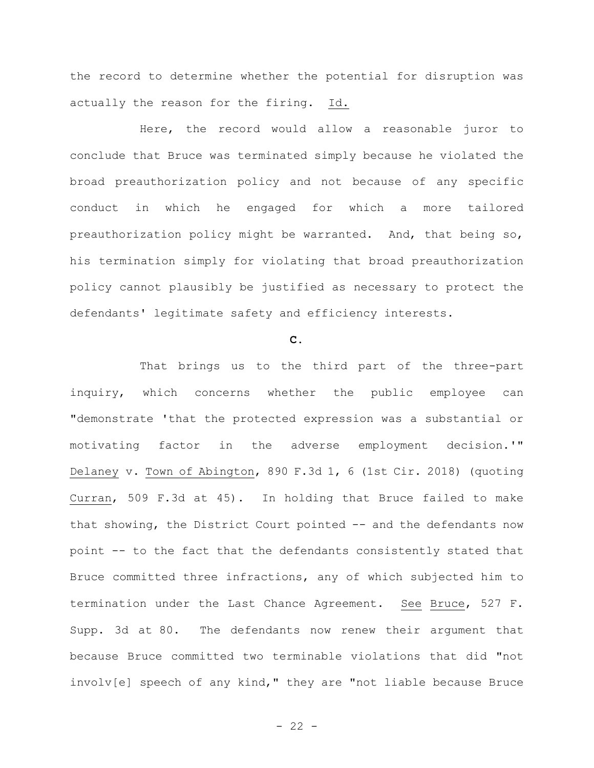the record to determine whether the potential for disruption was actually the reason for the firing. Id.

Here, the record would allow a reasonable juror to conclude that Bruce was terminated simply because he violated the broad preauthorization policy and not because of any specific conduct in which he engaged for which a more tailored preauthorization policy might be warranted. And, that being so, his termination simply for violating that broad preauthorization policy cannot plausibly be justified as necessary to protect the defendants' legitimate safety and efficiency interests.

### C.

That brings us to the third part of the three-part inquiry, which concerns whether the public employee can "demonstrate 'that the protected expression was a substantial or motivating factor in the adverse employment decision.'" Delaney v. Town of Abington, 890 F.3d 1, 6 (1st Cir. 2018) (quoting Curran, 509 F.3d at 45). In holding that Bruce failed to make that showing, the District Court pointed -- and the defendants now point -- to the fact that the defendants consistently stated that Bruce committed three infractions, any of which subjected him to termination under the Last Chance Agreement. See Bruce, 527 F. Supp. 3d at 80. The defendants now renew their argument that because Bruce committed two terminable violations that did "not involv[e] speech of any kind," they are "not liable because Bruce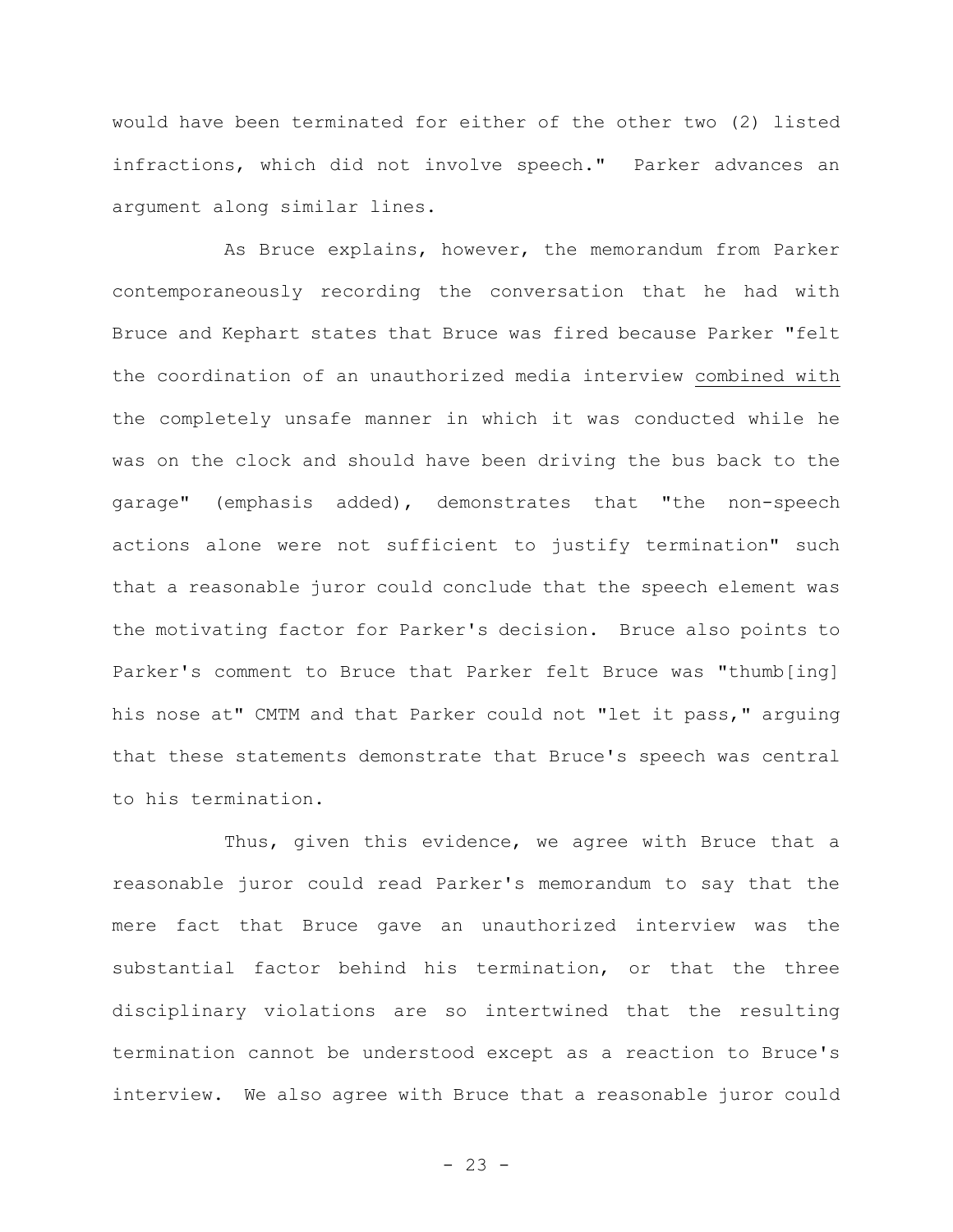would have been terminated for either of the other two (2) listed infractions, which did not involve speech." Parker advances an argument along similar lines.

As Bruce explains, however, the memorandum from Parker contemporaneously recording the conversation that he had with Bruce and Kephart states that Bruce was fired because Parker "felt the coordination of an unauthorized media interview <u>combined with</u> the completely unsafe manner in which it was conducted while he was on the clock and should have been driving the bus back to the garage" (emphasis added), demonstrates that "the non-speech actions alone were not sufficient to justify termination" such that a reasonable juror could conclude that the speech element was the motivating factor for Parker's decision. Bruce also points to Parker's comment to Bruce that Parker felt Bruce was "thumb[ing] his nose at" CMTM and that Parker could not "let it pass," arguing that these statements demonstrate that Bruce's speech was central to his termination.

Thus, given this evidence, we agree with Bruce that a reasonable juror could read Parker's memorandum to say that the mere fact that Bruce gave an unauthorized interview was the substantial factor behind his termination, or that the three disciplinary violations are so intertwined that the resulting termination cannot be understood except as a reaction to Bruce's interview. We also agree with Bruce that a reasonable juror could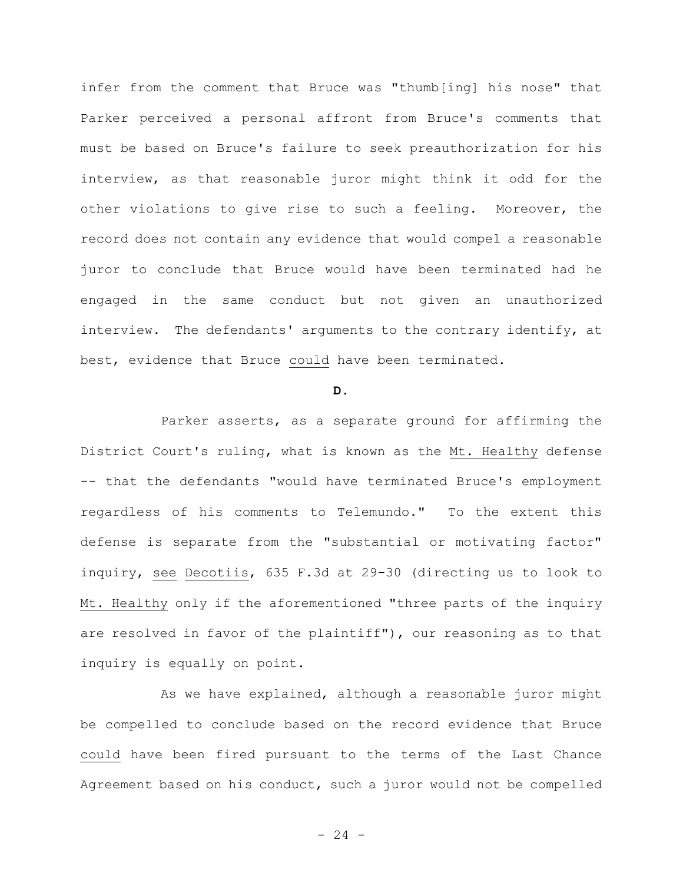infer from the comment that Bruce was "thumb[ing] his nose" that Parker perceived a personal affront from Bruce's comments that must be based on Bruce's failure to seek preauthorization for his interview, as that reasonable juror might think it odd for the other violations to give rise to such a feeling. Moreover, the record does not contain any evidence that would compel a reasonable juror to conclude that Bruce would have been terminated had he engaged in the same conduct but not given an unauthorized interview. The defendants' arguments to the contrary identify, at best, evidence that Bruce <u>could</u> have been terminated.

**D.**

Parker asserts, as a separate ground for affirming the District Court's ruling, what is known as the <u>Mt. Healthy</u> defense -- that the defendants "would have terminated Bruce's employment regardless of his comments to Telemundo." To the extent this defense is separate from the "substantial or motivating factor" inquiry, <u>see</u> <u>Decotiis</u>, 635 F.3d at 29-30 (directing us to look to <u>Mt. Healthy</u> only if the aforementioned "three parts of the inquiry are resolved in favor of the plaintiff"), our reasoning as to that inquiry is equally on point.

As we have explained, although a reasonable juror might be compelled to conclude based on the record evidence that Bruce <u>could</u> have been fired pursuant to the terms of the Last Chance Agreement based on his conduct, such a juror would not be compelled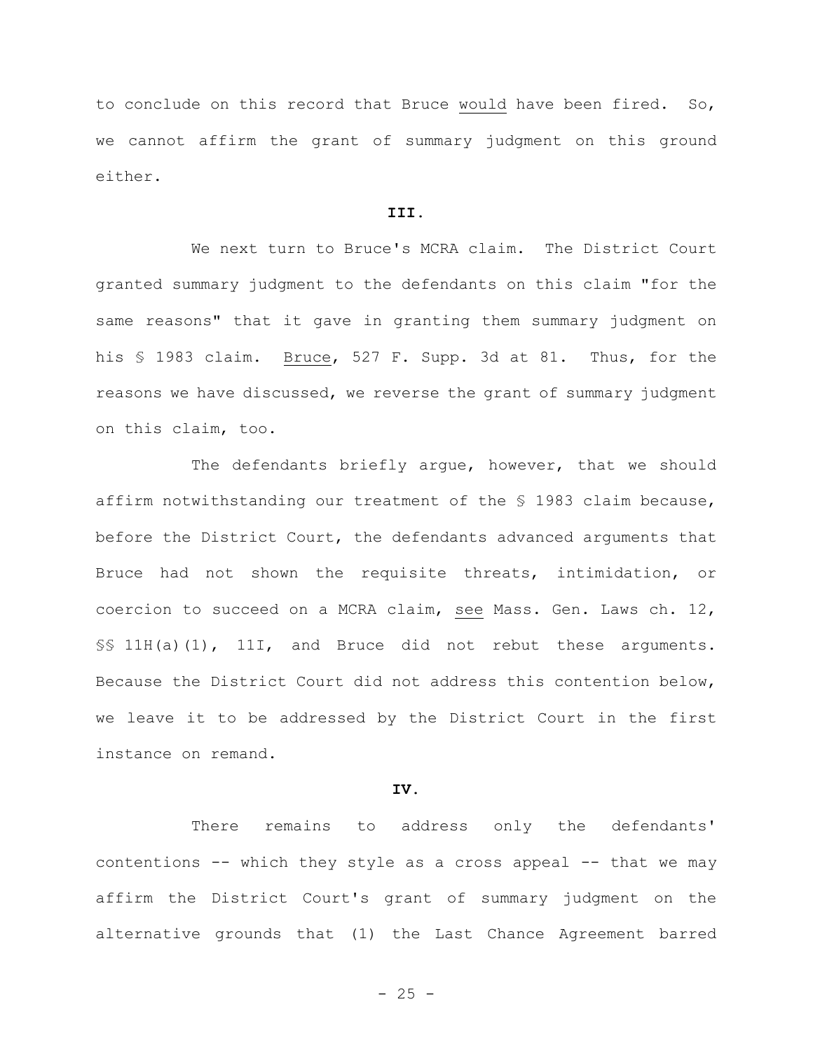to conclude on this record that Bruce would have been fired. So, we cannot affirm the grant of summary judgment on this ground either.

**III.**

We next turn to Bruce's MCRA claim. The District Court granted summary judgment to the defendants on this claim "for the same reasons" that it gave in granting them summary judgment on his § 1983 claim. Bruce, 527 F. Supp. 3d at 81. Thus, for the reasons we have discussed, we reverse the grant of summary judgment on this claim, too.

The defendants briefly argue, however, that we should affirm notwithstanding our treatment of the § 1983 claim because, before the District Court, the defendants advanced arguments that Bruce had not shown the requisite threats, intimidation, or coercion to succeed on a MCRA claim, see Mass. Gen. Laws ch. 12, §§ 11H(a)(1), 11I, and Bruce did not rebut these arguments. Because the District Court did not address this contention below, we leave it to be addressed by the District Court in the first instance on remand.

**IV.**

There remains to address only the defendants' contentions -- which they style as a cross appeal -- that we may affirm the District Court's grant of summary judgment on the alternative grounds that (1) the Last Chance Agreement barred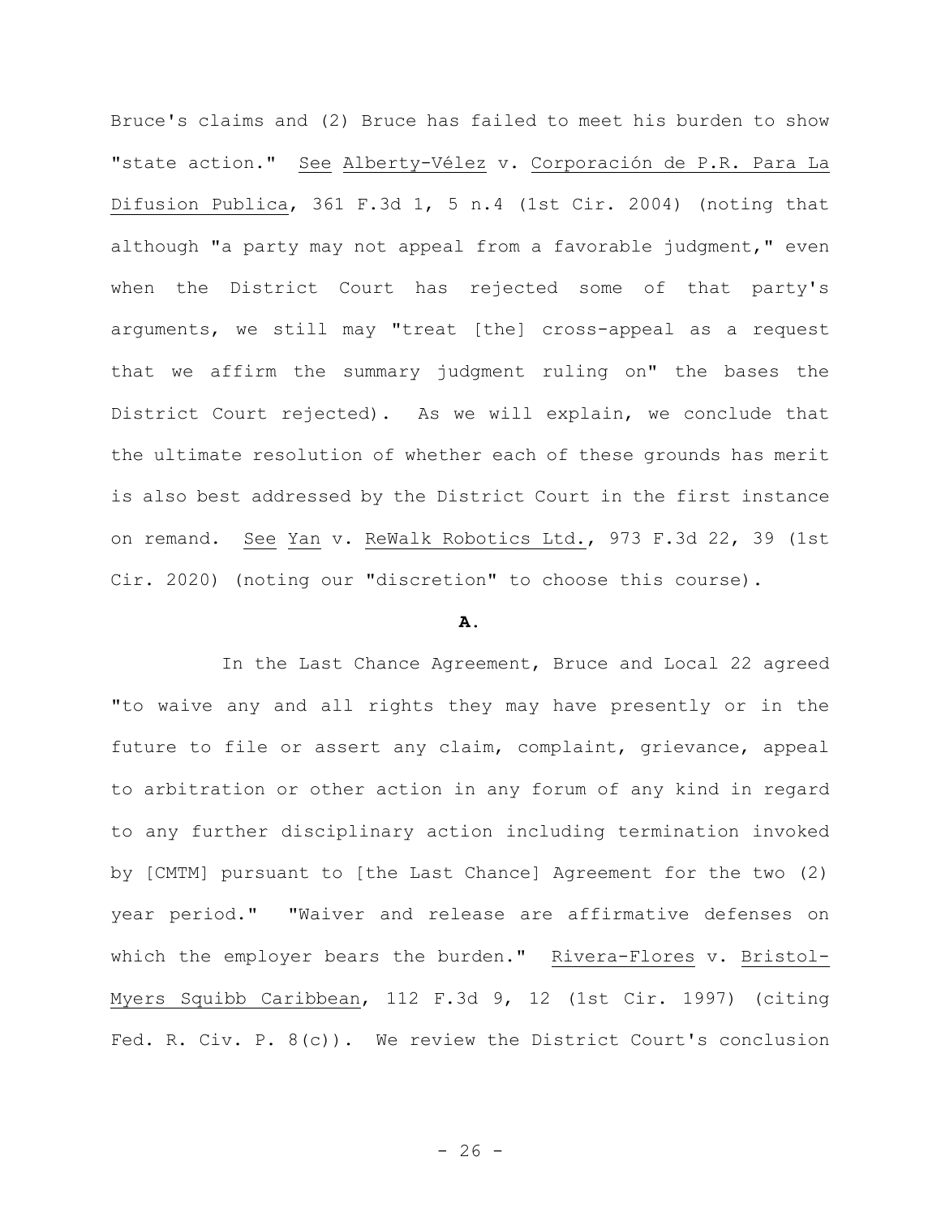Bruce's claims and (2) Bruce has failed to meet his burden to show "state action." See Alberty-Vélez v. Corporación de P.R. Para La Difusion Publica, 361 F.3d 1, 5 n.4 (1st Cir. 2004) (noting that although "a party may not appeal from a favorable judgment," even when the District Court has rejected some of that party's arguments, we still may "treat [the] cross-appeal as a request that we affirm the summary judgment ruling on" the bases the District Court rejected). As we will explain, we conclude that the ultimate resolution of whether each of these grounds has merit is also best addressed by the District Court in the first instance on remand. See Yan v. ReWalk Robotics Ltd., 973 F.3d 22, 39 (1st Cir. 2020) (noting our "discretion" to choose this course).

**A.**

In the Last Chance Agreement, Bruce and Local 22 agreed "to waive any and all rights they may have presently or in the future to file or assert any claim, complaint, grievance, appeal to arbitration or other action in any forum of any kind in regard to any further disciplinary action including termination invoked by [CMTM] pursuant to [the Last Chance] Agreement for the two (2) year period." "Waiver and release are affirmative defenses on which the employer bears the burden." Rivera-Flores v. Bristol-Myers Squibb Caribbean, 112 F.3d 9, 12 (1st Cir. 1997) (citing Fed. R. Civ. P. 8(c)). We review the District Court's conclusion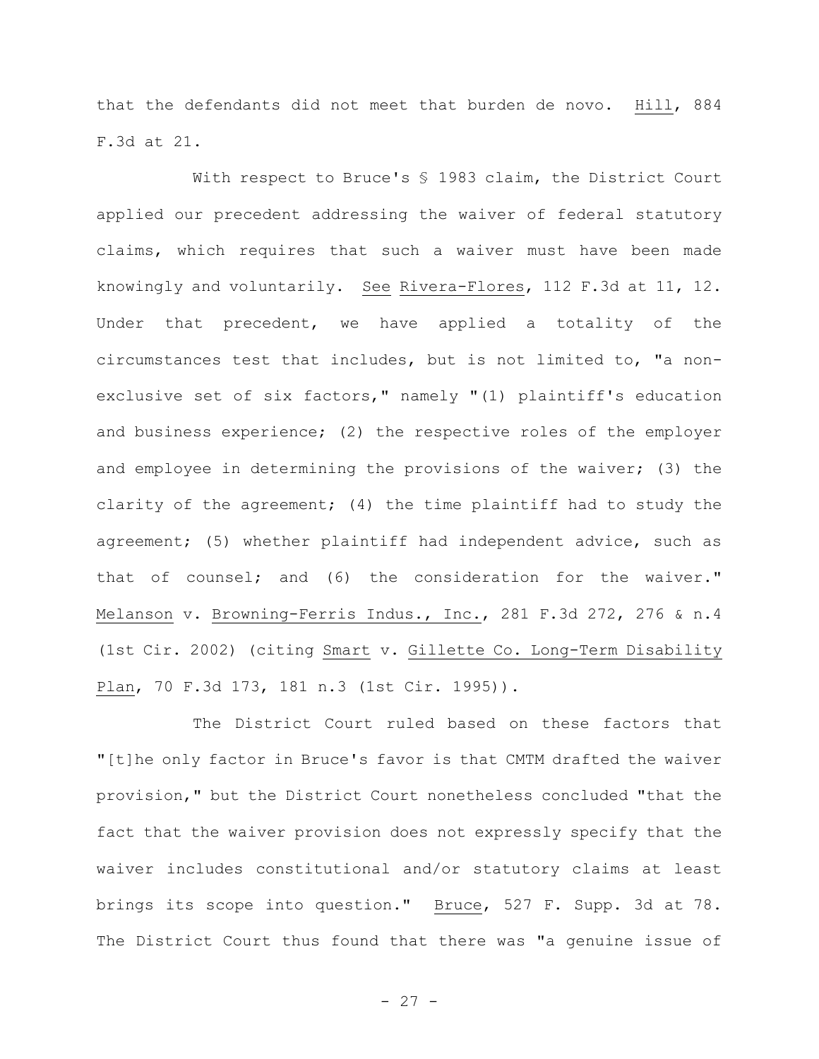that the defendants did not meet that burden de novo. Hill, 884 F.3d at 21.

With respect to Bruce's § 1983 claim, the District Court applied our precedent addressing the waiver of federal statutory claims, which requires that such a waiver must have been made knowingly and voluntarily. See Rivera-Flores, 112 F.3d at 11, 12. Under that precedent, we have applied a totality of the circumstances test that includes, but is not limited to, "a non-exclusive set of six factors," namely "(1) plaintiff's education and business experience; (2) the respective roles of the employer and employee in determining the provisions of the waiver; (3) the clarity of the agreement; (4) the time plaintiff had to study the agreement; (5) whether plaintiff had independent advice, such as that of counsel; and (6) the consideration for the waiver." Melanson v. Browning-Ferris Indus., Inc., 281 F.3d 272, 276 & n.4 (1st Cir. 2002) (citing Smart v. Gillette Co. Long-Term Disability Plan, 70 F.3d 173, 181 n.3 (1st Cir. 1995)).

The District Court ruled based on these factors that "[t]he only factor in Bruce's favor is that CMTM drafted the waiver provision," but the District Court nonetheless concluded "that the fact that the waiver provision does not expressly specify that the waiver includes constitutional and/or statutory claims at least brings its scope into question." Bruce, 527 F. Supp. 3d at 78. The District Court thus found that there was "a genuine issue of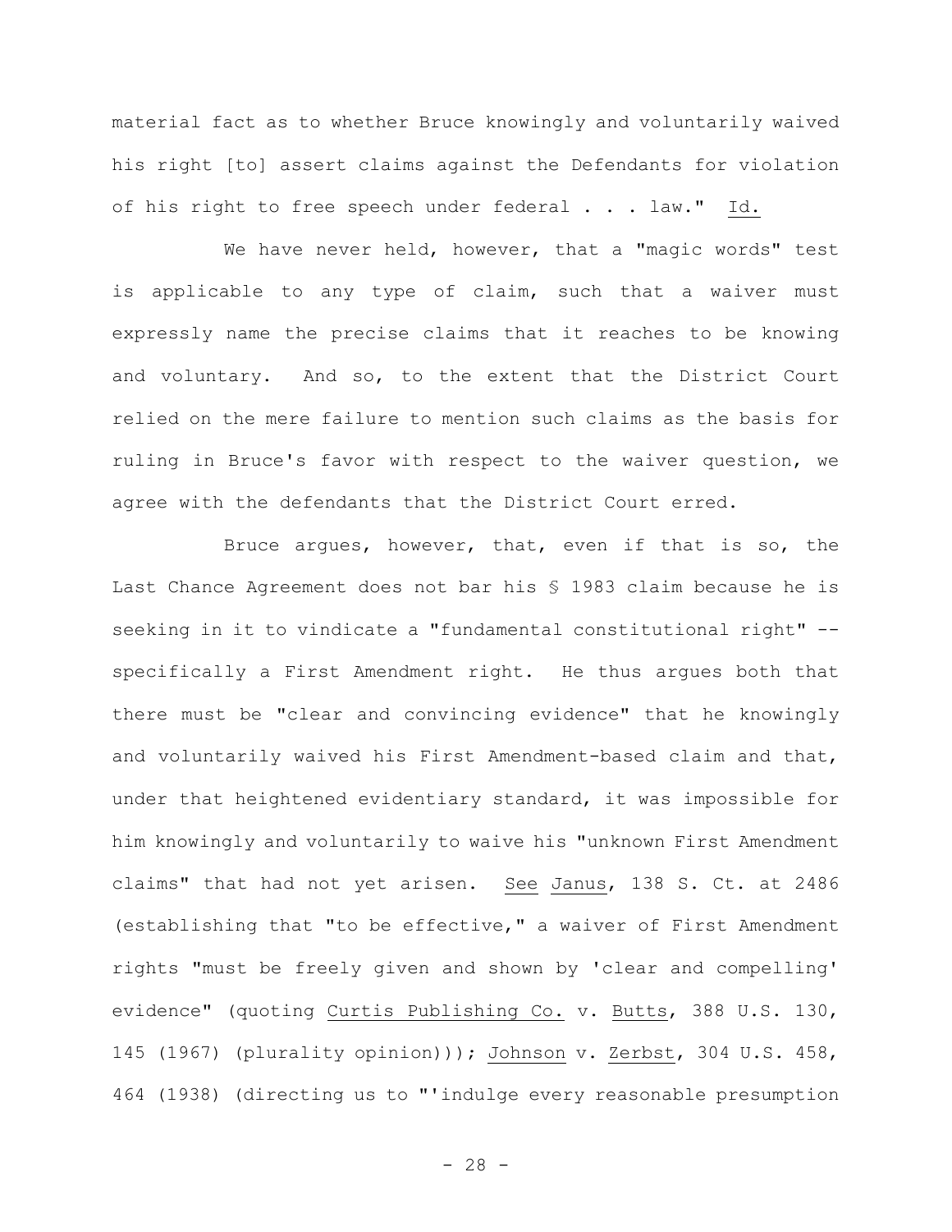material fact as to whether Bruce knowingly and voluntarily waived his right [to] assert claims against the Defendants for violation of his right to free speech under federal . . . law." Id.

We have never held, however, that a "magic words" test is applicable to any type of claim, such that a waiver must expressly name the precise claims that it reaches to be knowing and voluntary. And so, to the extent that the District Court relied on the mere failure to mention such claims as the basis for ruling in Bruce's favor with respect to the waiver question, we agree with the defendants that the District Court erred.

Bruce argues, however, that, even if that is so, the Last Chance Agreement does not bar his § 1983 claim because he is seeking in it to vindicate a "fundamental constitutional right" -- specifically a First Amendment right. He thus argues both that there must be "clear and convincing evidence" that he knowingly and voluntarily waived his First Amendment-based claim and that, under that heightened evidentiary standard, it was impossible for him knowingly and voluntarily to waive his "unknown First Amendment claims" that had not yet arisen. See Janus, 138 S. Ct. at 2486 (establishing that "to be effective," a waiver of First Amendment rights "must be freely given and shown by 'clear and compelling' evidence" (quoting Curtis Publishing Co. v. Butts, 388 U.S. 130, 145 (1967) (plurality opinion))); Johnson v. Zerbst, 304 U.S. 458, 464 (1938) (directing us to "'indulge every reasonable presumption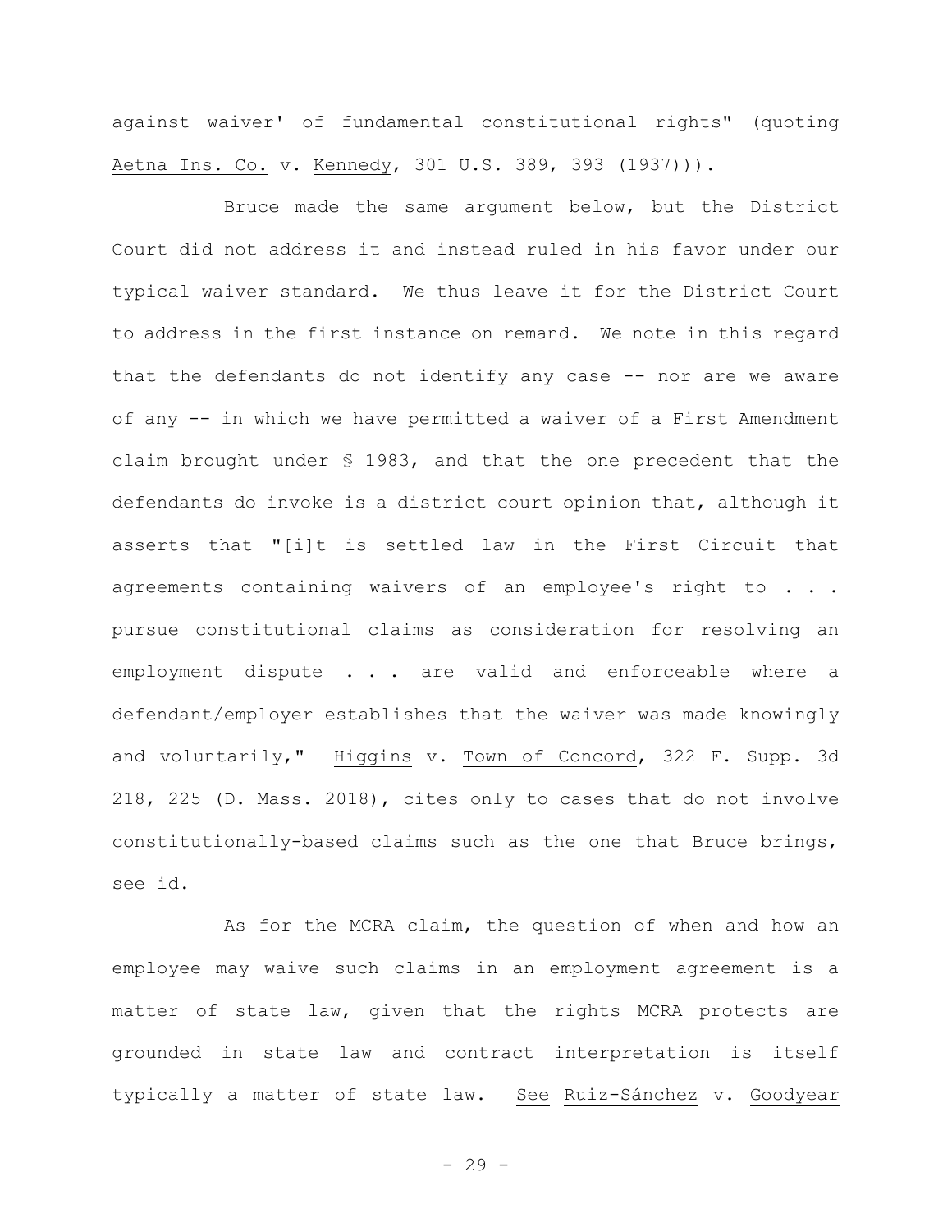against waiver' of fundamental constitutional rights" (quoting Aetna Ins. Co. v. Kennedy, 301 U.S. 389, 393 (1937))).

Bruce made the same argument below, but the District Court did not address it and instead ruled in his favor under our typical waiver standard. We thus leave it for the District Court to address in the first instance on remand. We note in this regard that the defendants do not identify any case -- nor are we aware of any -- in which we have permitted a waiver of a First Amendment claim brought under § 1983, and that the one precedent that the defendants do invoke is a district court opinion that, although it asserts that "[i]t is settled law in the First Circuit that agreements containing waivers of an employee's right to . . . pursue constitutional claims as consideration for resolving an employment dispute . . . are valid and enforceable where a defendant/employer establishes that the waiver was made knowingly and voluntarily," Higgins v. Town of Concord, 322 F. Supp. 3d 218, 225 (D. Mass. 2018), cites only to cases that do not involve constitutionally-based claims such as the one that Bruce brings, see id.

As for the MCRA claim, the question of when and how an employee may waive such claims in an employment agreement is a matter of state law, given that the rights MCRA protects are grounded in state law and contract interpretation is itself typically a matter of state law. See Ruiz-Sánchez v. Goodyear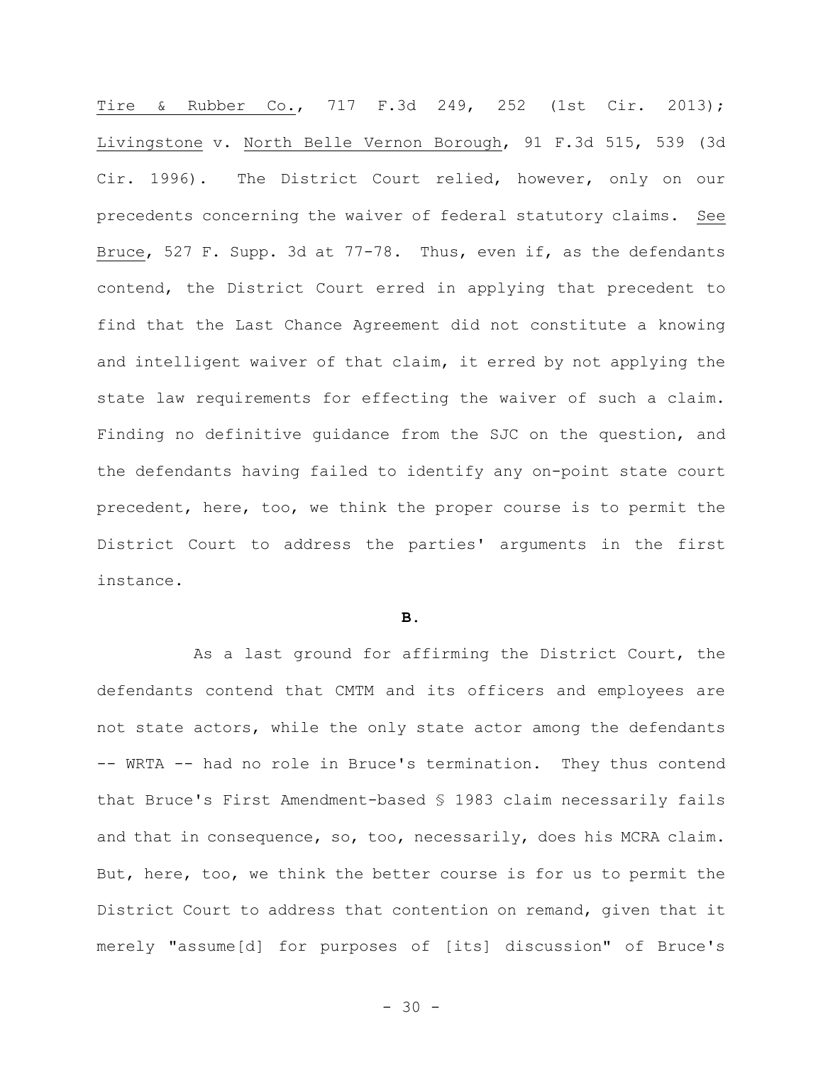Tire & Rubber Co., 717 F.3d 249, 252 (1st Cir. 2013); Livingstone v. North Belle Vernon Borough, 91 F.3d 515, 539 (3d Cir. 1996). The District Court relied, however, only on our precedents concerning the waiver of federal statutory claims. See Bruce, 527 F. Supp. 3d at 77-78. Thus, even if, as the defendants contend, the District Court erred in applying that precedent to find that the Last Chance Agreement did not constitute a knowing and intelligent waiver of that claim, it erred by not applying the state law requirements for effecting the waiver of such a claim. Finding no definitive guidance from the SJC on the question, and the defendants having failed to identify any on-point state court precedent, here, too, we think the proper course is to permit the District Court to address the parties' arguments in the first instance.

**B.**

As a last ground for affirming the District Court, the defendants contend that CMTM and its officers and employees are not state actors, while the only state actor among the defendants -- WRTA -- had no role in Bruce's termination. They thus contend that Bruce's First Amendment-based § 1983 claim necessarily fails and that in consequence, so, too, necessarily, does his MCRA claim. But, here, too, we think the better course is for us to permit the District Court to address that contention on remand, given that it merely "assume[d] for purposes of [its] discussion" of Bruce's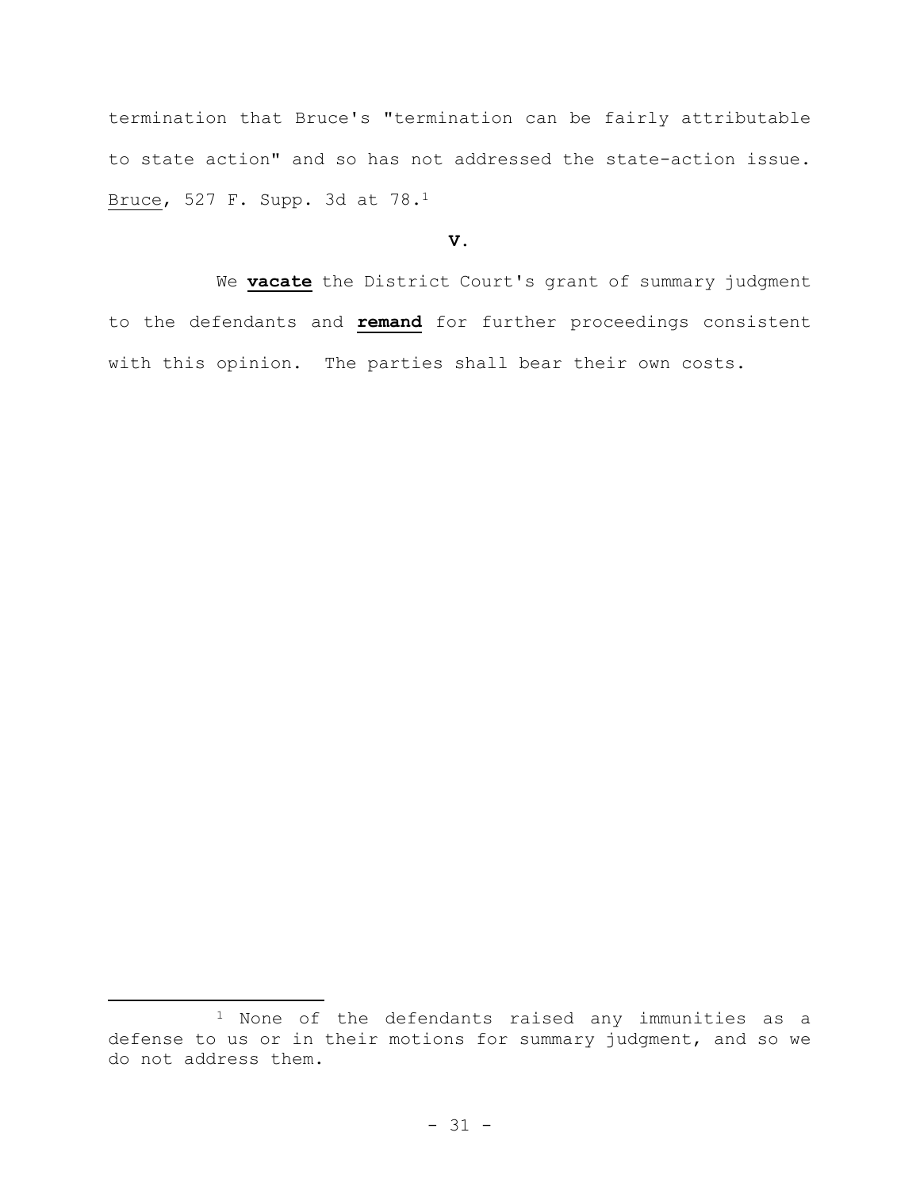termination that Bruce's "termination can be fairly attributable to state action" and so has not addressed the state-action issue. Bruce, 527 F. Supp. 3d at 78.[1]

## V.

We **vacate** the District Court's grant of summary judgment to the defendants and **remand** for further proceedings consistent with this opinion. The parties shall bear their own costs.

---

[1] None of the defendants raised any immunities as a defense to us or in their motions for summary judgment, and so we do not address them.